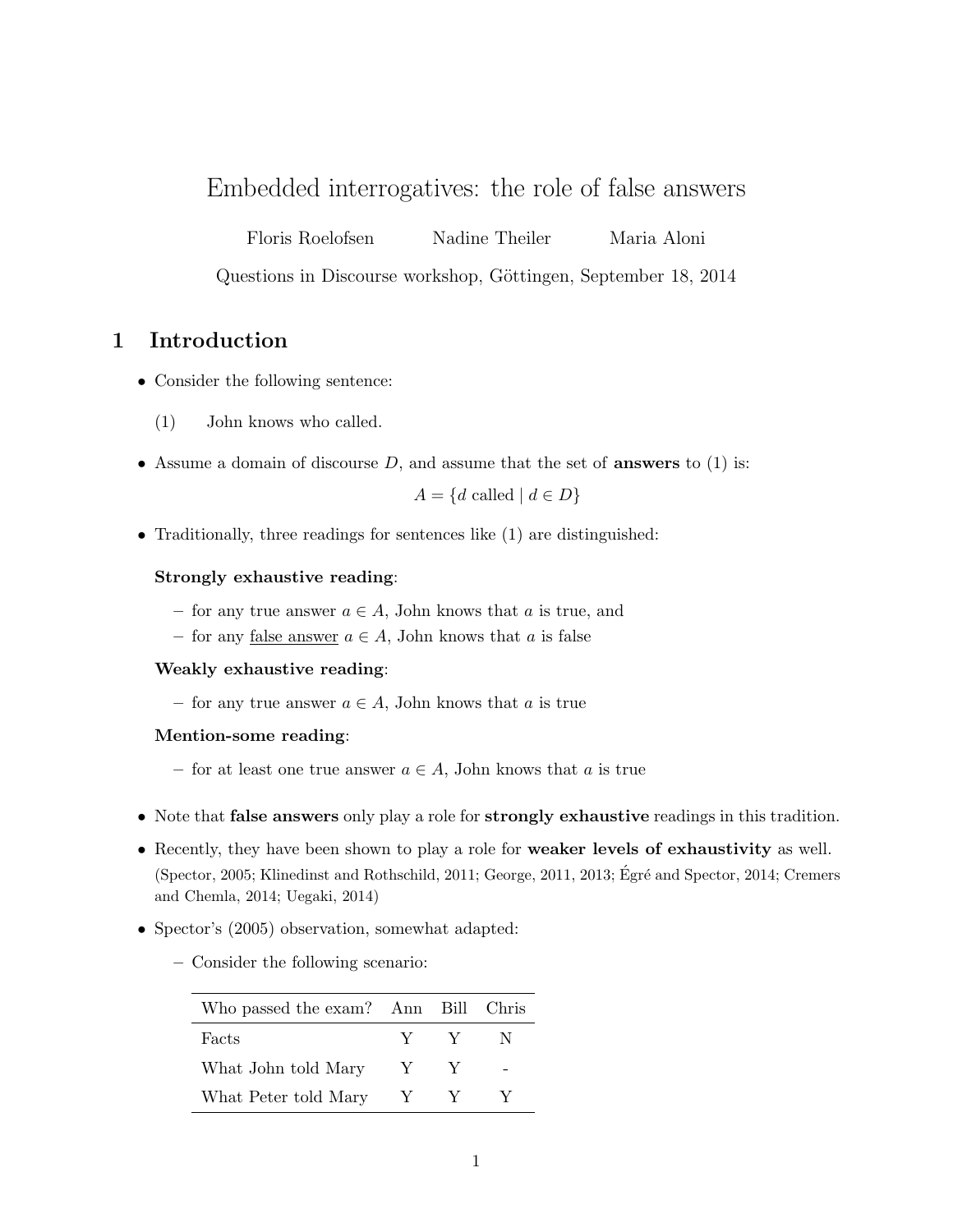# Embedded interrogatives: the role of false answers

Floris Roelofsen   Nadine Theiler   Maria Aloni

Questions in Discourse workshop, Göttingen, September 18, 2014

## 1 Introduction

- Consider the following sentence:

  (1) John knows who called.

- Assume a domain of discourse $D$, and assume that the set of **answers** to (1) is:

$$A = \{d \text{ called} \mid d \in D\}$$

- Traditionally, three readings for sentences like (1) are distinguished:

  **Strongly exhaustive reading**:

  – for any true answer $a \in A$, John knows that $a$ is true, and
  – for any <u>false answer</u> $a \in A$, John knows that $a$ is false

  **Weakly exhaustive reading**:

  – for any true answer $a \in A$, John knows that $a$ is true

  **Mention-some reading**:

  – for at least one true answer $a \in A$, John knows that $a$ is true

- Note that **false answers** only play a role for **strongly exhaustive** readings in this tradition.
- Recently, they have been shown to play a role for **weaker levels of exhaustivity** as well. (Spector, 2005; Klinedinst and Rothschild, 2011; George, 2011, 2013; Égré and Spector, 2014; Cremers and Chemla, 2014; Uegaki, 2014)
- Spector's (2005) observation, somewhat adapted:
  – Consider the following scenario:

| Who passed the exam? | Ann | Bill | Chris |
|---|---|---|---|
| Facts | Y | Y | N |
| What John told Mary | Y | Y | - |
| What Peter told Mary | Y | Y | Y |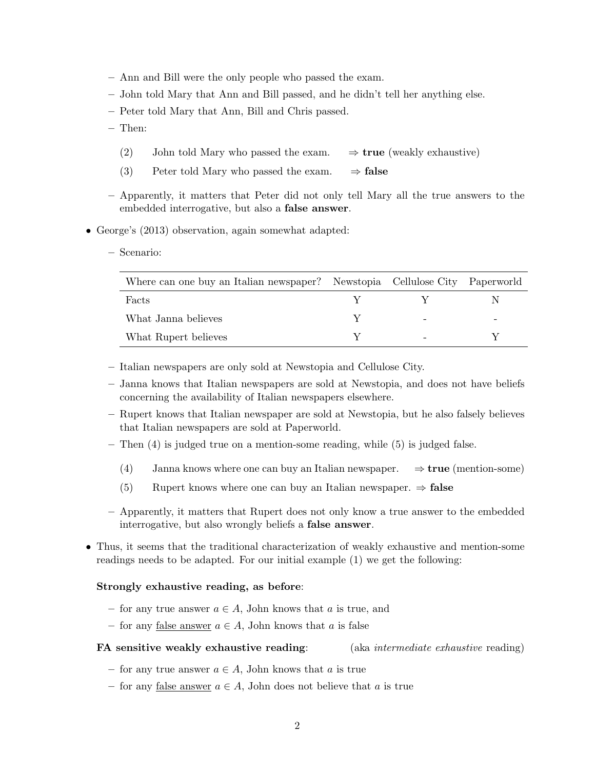- Ann and Bill were the only people who passed the exam.
- John told Mary that Ann and Bill passed, and he didn't tell her anything else.
- Peter told Mary that Ann, Bill and Chris passed.
- Then:

  (2) John told Mary who passed the exam. ⇒ **true** (weakly exhaustive)

  (3) Peter told Mary who passed the exam. ⇒ **false**

- Apparently, it matters that Peter did not only tell Mary all the true answers to the embedded interrogative, but also a **false answer**.

- George's (2013) observation, again somewhat adapted:
  - Scenario:

| Where can one buy an Italian newspaper? | Newstopia | Cellulose City | Paperworld |
|---|---|---|---|
| Facts | Y | Y | N |
| What Janna believes | Y | - | - |
| What Rupert believes | Y | - | Y |

  - Italian newspapers are only sold at Newstopia and Cellulose City.
  - Janna knows that Italian newspapers are sold at Newstopia, and does not have beliefs concerning the availability of Italian newspapers elsewhere.
  - Rupert knows that Italian newspaper are sold at Newstopia, but he also falsely believes that Italian newspapers are sold at Paperworld.
  - Then (4) is judged true on a mention-some reading, while (5) is judged false.

    (4) Janna knows where one can buy an Italian newspaper. ⇒ **true** (mention-some)

    (5) Rupert knows where one can buy an Italian newspaper. ⇒ **false**

  - Apparently, it matters that Rupert does not only know a true answer to the embedded interrogative, but also wrongly beliefs a **false answer**.

- Thus, it seems that the traditional characterization of weakly exhaustive and mention-some readings needs to be adapted. For our initial example (1) we get the following:

**Strongly exhaustive reading, as before**:

- for any true answer $a \in A$, John knows that $a$ is true, and
- for any false answer $a \in A$, John knows that $a$ is false

**FA sensitive weakly exhaustive reading**: (aka *intermediate exhaustive* reading)

- for any true answer $a \in A$, John knows that $a$ is true
- for any false answer $a \in A$, John does not believe that $a$ is true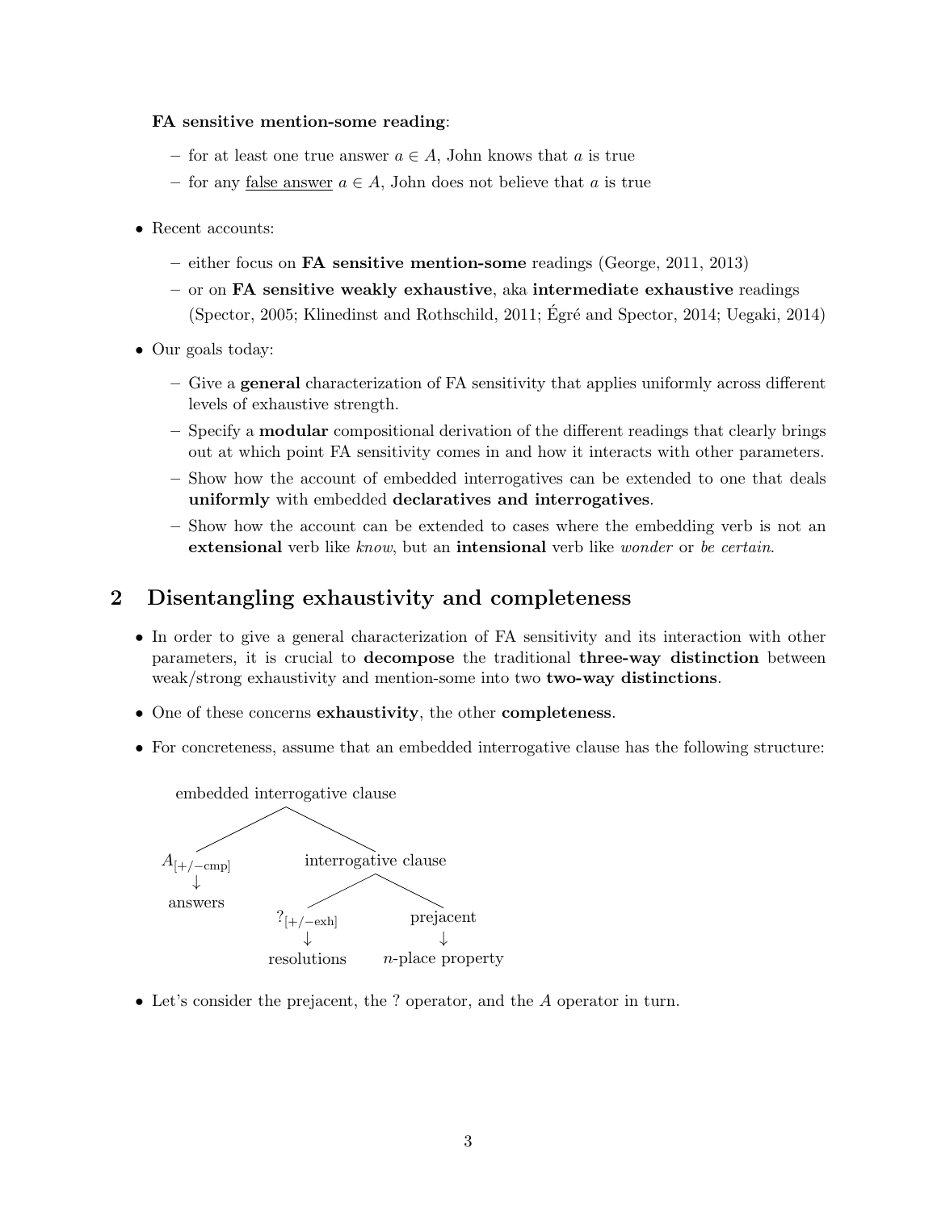**FA sensitive mention-some reading**:

- for at least one true answer $a \in A$, John knows that $a$ is true
- for any <u>false answer</u> $a \in A$, John does not believe that $a$ is true

- Recent accounts:
  - either focus on **FA sensitive mention-some** readings (George, 2011, 2013)
  - or on **FA sensitive weakly exhaustive**, aka **intermediate exhaustive** readings (Spector, 2005; Klinedinst and Rothschild, 2011; Égré and Spector, 2014; Uegaki, 2014)

- Our goals today:
  - Give a **general** characterization of FA sensitivity that applies uniformly across different levels of exhaustive strength.
  - Specify a **modular** compositional derivation of the different readings that clearly brings out at which point FA sensitivity comes in and how it interacts with other parameters.
  - Show how the account of embedded interrogatives can be extended to one that deals **uniformly** with embedded **declaratives and interrogatives**.
  - Show how the account can be extended to cases where the embedding verb is not an **extensional** verb like *know*, but an **intensional** verb like *wonder* or *be certain*.

## 2 Disentangling exhaustivity and completeness

- In order to give a general characterization of FA sensitivity and its interaction with other parameters, it is crucial to **decompose** the traditional **three-way distinction** between weak/strong exhaustivity and mention-some into two **two-way distinctions**.
- One of these concerns **exhaustivity**, the other **completeness**.
- For concreteness, assume that an embedded interrogative clause has the following structure:

```
embedded interrogative clause
├── A[+/−cmp]
│     ↓
│   answers
└── interrogative clause
    ├── ?[+/−exh]
    │     ↓
    │   resolutions
    └── prejacent
          ↓
        n-place property
```

- Let's consider the prejacent, the ? operator, and the $A$ operator in turn.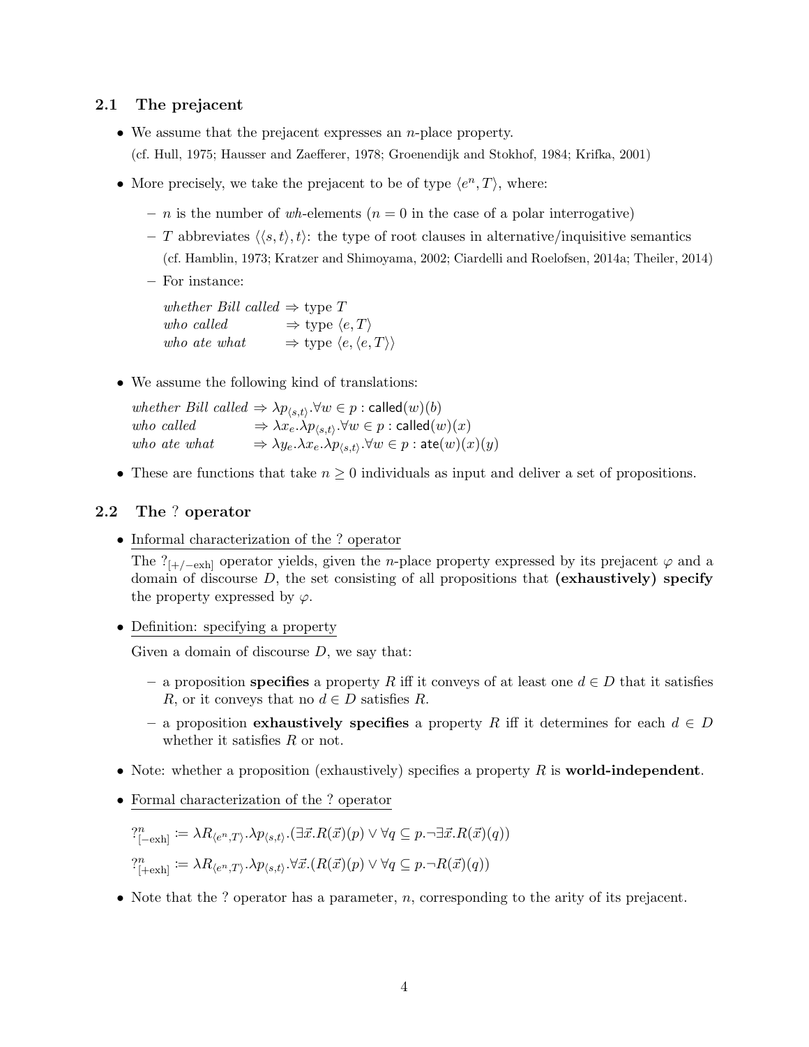### 2.1 The prejacent

- We assume that the prejacent expresses an $n$-place property.
  (cf. Hull, 1975; Hausser and Zaefferer, 1978; Groenendijk and Stokhof, 1984; Krifka, 2001)
- More precisely, we take the prejacent to be of type $\langle e^n, T\rangle$, where:
  - $n$ is the number of *wh*-elements ($n = 0$ in the case of a polar interrogative)
  - $T$ abbreviates $\langle\langle s,t\rangle,t\rangle$: the type of root clauses in alternative/inquisitive semantics
    (cf. Hamblin, 1973; Kratzer and Shimoyama, 2002; Ciardelli and Roelofsen, 2014a; Theiler, 2014)
  - For instance:

    *whether Bill called* $\Rightarrow$ type $T$
    *who called* $\Rightarrow$ type $\langle e, T\rangle$
    *who ate what* $\Rightarrow$ type $\langle e, \langle e, T\rangle\rangle$

- We assume the following kind of translations:

  *whether Bill called* $\Rightarrow \lambda p_{\langle s,t\rangle}.\forall w \in p : \mathsf{called}(w)(b)$
  *who called* $\Rightarrow \lambda x_e.\lambda p_{\langle s,t\rangle}.\forall w \in p : \mathsf{called}(w)(x)$
  *who ate what* $\Rightarrow \lambda y_e.\lambda x_e.\lambda p_{\langle s,t\rangle}.\forall w \in p : \mathsf{ate}(w)(x)(y)$

- These are functions that take $n \geq 0$ individuals as input and deliver a set of propositions.

### 2.2 The ? operator

- Informal characterization of the ? operator

  The $?_{[+/-\text{exh}]}$ operator yields, given the $n$-place property expressed by its prejacent $\varphi$ and a domain of discourse $D$, the set consisting of all propositions that **(exhaustively) specify** the property expressed by $\varphi$.

- Definition: specifying a property

  Given a domain of discourse $D$, we say that:

  - a proposition **specifies** a property $R$ iff it conveys of at least one $d \in D$ that it satisfies $R$, or it conveys that no $d \in D$ satisfies $R$.
  - a proposition **exhaustively specifies** a property $R$ iff it determines for each $d \in D$ whether it satisfies $R$ or not.

- Note: whether a proposition (exhaustively) specifies a property $R$ is **world-independent**.
- Formal characterization of the ? operator

  $?^n_{[-\text{exh}]} := \lambda R_{\langle e^n,T\rangle}.\lambda p_{\langle s,t\rangle}.(\exists \vec{x}.R(\vec{x})(p) \vee \forall q \subseteq p.\neg\exists \vec{x}.R(\vec{x})(q))$

  $?^n_{[+\text{exh}]} := \lambda R_{\langle e^n,T\rangle}.\lambda p_{\langle s,t\rangle}.\forall \vec{x}.(R(\vec{x})(p) \vee \forall q \subseteq p.\neg R(\vec{x})(q))$

- Note that the ? operator has a parameter, $n$, corresponding to the arity of its prejacent.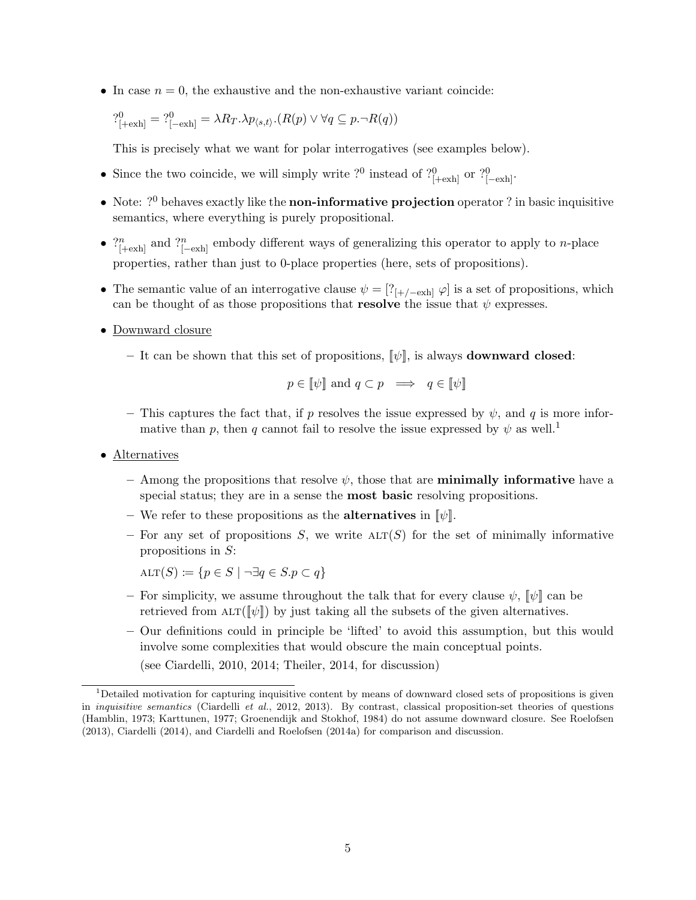- In case $n = 0$, the exhaustive and the non-exhaustive variant coincide:

  $?^0_{[+\text{exh}]} = ?^0_{[-\text{exh}]} = \lambda R_T.\lambda p_{\langle s,t\rangle}.(R(p) \vee \forall q \subseteq p.\neg R(q))$

  This is precisely what we want for polar interrogatives (see examples below).

- Since the two coincide, we will simply write $?^0$ instead of $?^0_{[+\text{exh}]}$ or $?^0_{[-\text{exh}]}$.
- Note: $?^0$ behaves exactly like the **non-informative projection** operator ? in basic inquisitive semantics, where everything is purely propositional.
- $?^n_{[+\text{exh}]}$ and $?^n_{[-\text{exh}]}$ embody different ways of generalizing this operator to apply to $n$-place properties, rather than just to 0-place properties (here, sets of propositions).
- The semantic value of an interrogative clause $\psi = [?_{[+/-\text{exh}]}\ \varphi]$ is a set of propositions, which can be thought of as those propositions that **resolve** the issue that $\psi$ expresses.
- Downward closure
  - It can be shown that this set of propositions, $[\![\psi]\!]$, is always **downward closed**:

    $$p \in [\![\psi]\!] \text{ and } q \subset p \implies q \in [\![\psi]\!]$$

  - This captures the fact that, if $p$ resolves the issue expressed by $\psi$, and $q$ is more informative than $p$, then $q$ cannot fail to resolve the issue expressed by $\psi$ as well.[1]
- Alternatives
  - Among the propositions that resolve $\psi$, those that are **minimally informative** have a special status; they are in a sense the **most basic** resolving propositions.
  - We refer to these propositions as the **alternatives** in $[\![\psi]\!]$.
  - For any set of propositions $S$, we write $\text{ALT}(S)$ for the set of minimally informative propositions in $S$:

    $\text{ALT}(S) := \{p \in S \mid \neg\exists q \in S.p \subset q\}$

  - For simplicity, we assume throughout the talk that for every clause $\psi$, $[\![\psi]\!]$ can be retrieved from $\text{ALT}([\![\psi]\!])$ by just taking all the subsets of the given alternatives.
  - Our definitions could in principle be 'lifted' to avoid this assumption, but this would involve some complexities that would obscure the main conceptual points.

    (see Ciardelli, 2010, 2014; Theiler, 2014, for discussion)

[1] Detailed motivation for capturing inquisitive content by means of downward closed sets of propositions is given in *inquisitive semantics* (Ciardelli *et al.*, 2012, 2013). By contrast, classical proposition-set theories of questions (Hamblin, 1973; Karttunen, 1977; Groenendijk and Stokhof, 1984) do not assume downward closure. See Roelofsen (2013), Ciardelli (2014), and Ciardelli and Roelofsen (2014a) for comparison and discussion.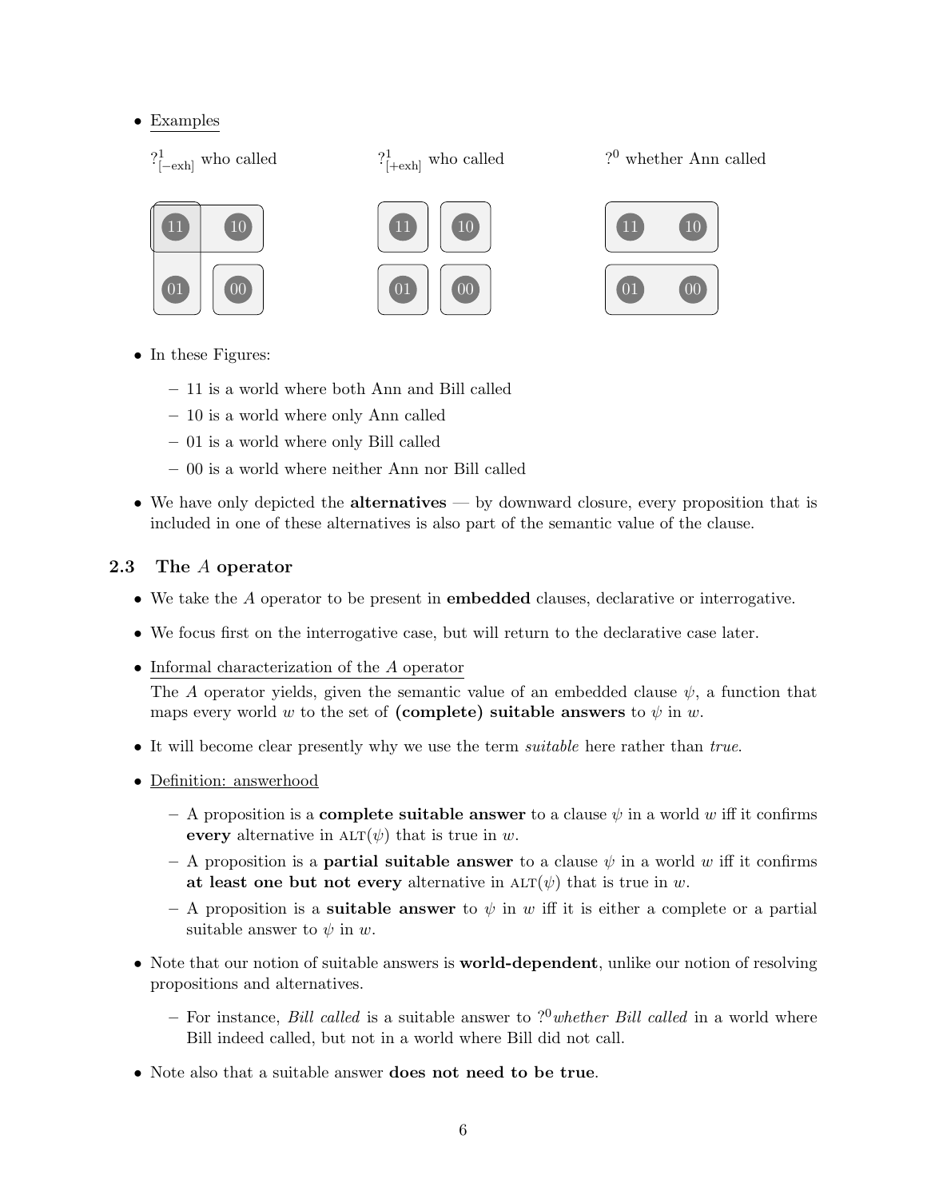- Examples

  $?^1_{[-\text{exh}]}$ who called  $?^1_{[+\text{exh}]}$ who called  $?^0$ whether Ann called

- In these Figures:
  - 11 is a world where both Ann and Bill called
  - 10 is a world where only Ann called
  - 01 is a world where only Bill called
  - 00 is a world where neither Ann nor Bill called

- We have only depicted the **alternatives** — by downward closure, every proposition that is included in one of these alternatives is also part of the semantic value of the clause.

### 2.3 The $A$ operator

- We take the $A$ operator to be present in **embedded** clauses, declarative or interrogative.
- We focus first on the interrogative case, but will return to the declarative case later.
- Informal characterization of the $A$ operator

  The $A$ operator yields, given the semantic value of an embedded clause $\psi$, a function that maps every world $w$ to the set of **(complete) suitable answers** to $\psi$ in $w$.

- It will become clear presently why we use the term *suitable* here rather than *true*.
- Definition: answerhood
  - A proposition is a **complete suitable answer** to a clause $\psi$ in a world $w$ iff it confirms **every** alternative in $\text{ALT}(\psi)$ that is true in $w$.
  - A proposition is a **partial suitable answer** to a clause $\psi$ in a world $w$ iff it confirms **at least one but not every** alternative in $\text{ALT}(\psi)$ that is true in $w$.
  - A proposition is a **suitable answer** to $\psi$ in $w$ iff it is either a complete or a partial suitable answer to $\psi$ in $w$.

- Note that our notion of suitable answers is **world-dependent**, unlike our notion of resolving propositions and alternatives.
  - For instance, *Bill called* is a suitable answer to $?^0$*whether Bill called* in a world where Bill indeed called, but not in a world where Bill did not call.

- Note also that a suitable answer **does not need to be true**.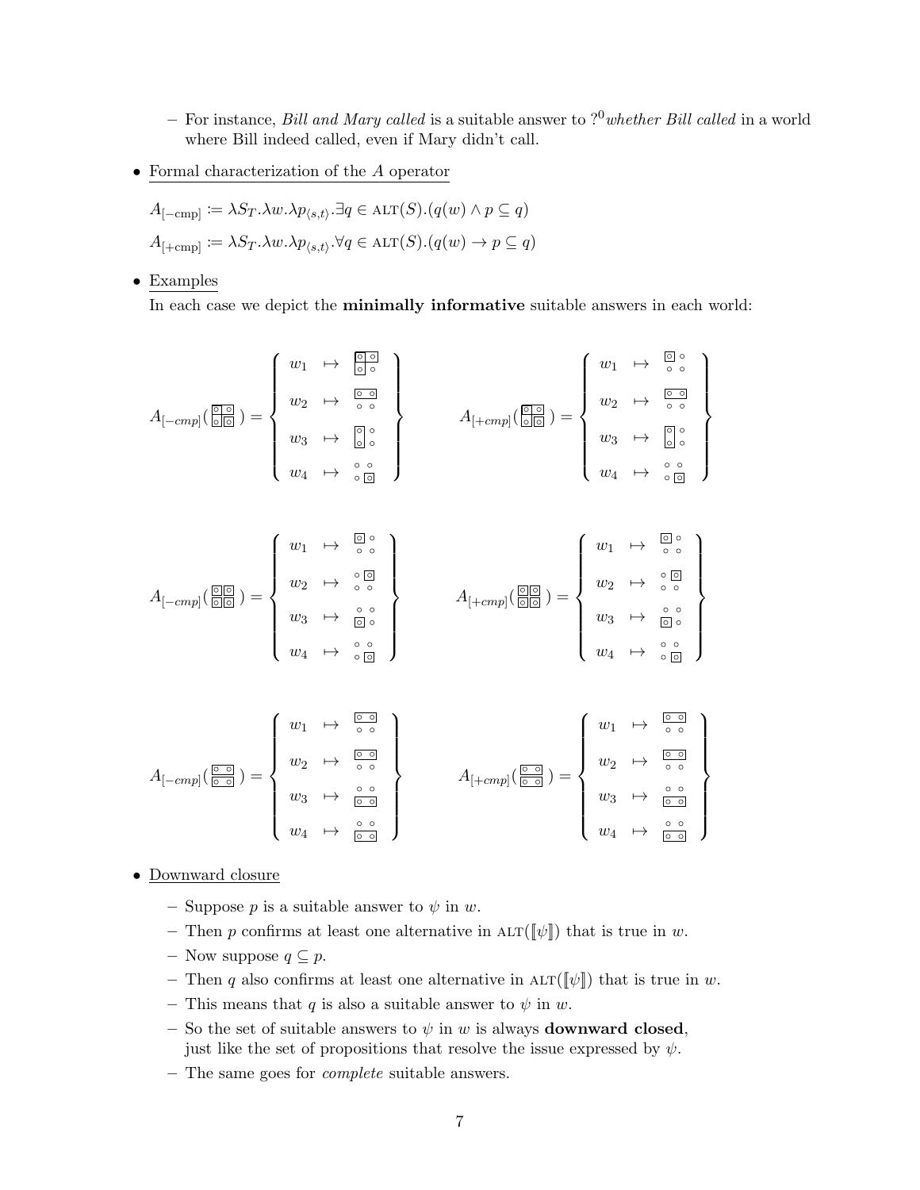- For instance, *Bill and Mary called* is a suitable answer to $?^0$*whether Bill called* in a world where Bill indeed called, even if Mary didn't call.

- Formal characterization of the $A$ operator

  $A_{[-\text{cmp}]} := \lambda S_T.\lambda w.\lambda p_{\langle s,t\rangle}.\exists q \in \text{ALT}(S).(q(w) \wedge p \subseteq q)$

  $A_{[+\text{cmp}]} := \lambda S_T.\lambda w.\lambda p_{\langle s,t\rangle}.\forall q \in \text{ALT}(S).(q(w) \rightarrow p \subseteq q)$

- Examples

  In each case we depict the **minimally informative** suitable answers in each world:

- Downward closure
  - Suppose $p$ is a suitable answer to $\psi$ in $w$.
  - Then $p$ confirms at least one alternative in $\text{ALT}(\llbracket\psi\rrbracket)$ that is true in $w$.
  - Now suppose $q \subseteq p$.
  - Then $q$ also confirms at least one alternative in $\text{ALT}(\llbracket\psi\rrbracket)$ that is true in $w$.
  - This means that $q$ is also a suitable answer to $\psi$ in $w$.
  - So the set of suitable answers to $\psi$ in $w$ is always **downward closed**, just like the set of propositions that resolve the issue expressed by $\psi$.
  - The same goes for *complete* suitable answers.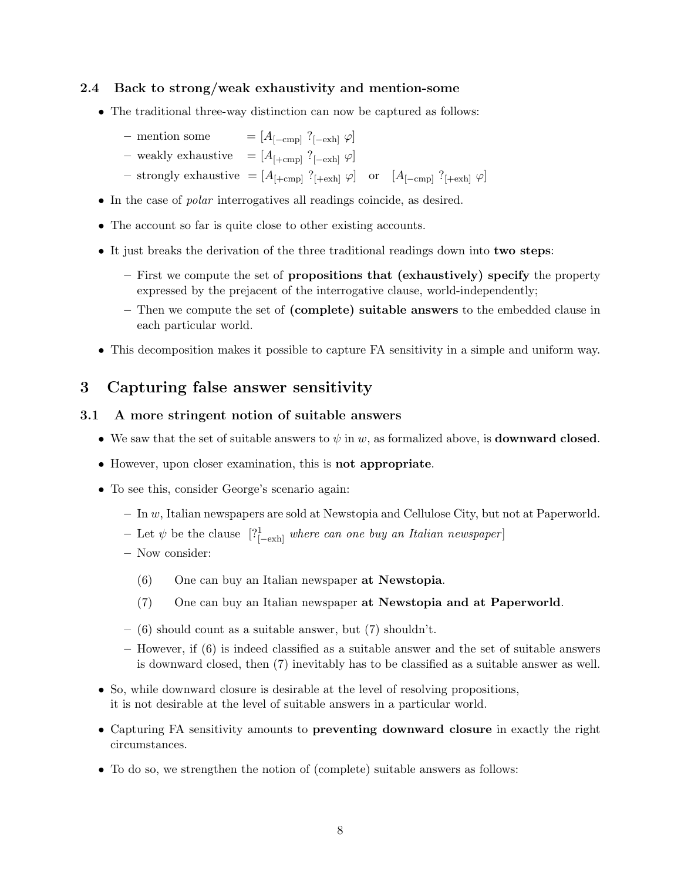### 2.4 Back to strong/weak exhaustivity and mention-some

- The traditional three-way distinction can now be captured as follows:
  - mention some $= [A_{[-\text{cmp}]}\ ?_{[-\text{exh}]}\ \varphi]$
  - weakly exhaustive $= [A_{[+\text{cmp}]}\ ?_{[-\text{exh}]}\ \varphi]$
  - strongly exhaustive $= [A_{[+\text{cmp}]}\ ?_{[+\text{exh}]}\ \varphi]$ or $[A_{[-\text{cmp}]}\ ?_{[+\text{exh}]}\ \varphi]$
- In the case of *polar* interrogatives all readings coincide, as desired.
- The account so far is quite close to other existing accounts.
- It just breaks the derivation of the three traditional readings down into **two steps**:
  - First we compute the set of **propositions that (exhaustively) specify** the property expressed by the prejacent of the interrogative clause, world-independently;
  - Then we compute the set of **(complete) suitable answers** to the embedded clause in each particular world.
- This decomposition makes it possible to capture FA sensitivity in a simple and uniform way.

## 3 Capturing false answer sensitivity

### 3.1 A more stringent notion of suitable answers

- We saw that the set of suitable answers to $\psi$ in $w$, as formalized above, is **downward closed**.
- However, upon closer examination, this is **not appropriate**.
- To see this, consider George's scenario again:
  - In $w$, Italian newspapers are sold at Newstopia and Cellulose City, but not at Paperworld.
  - Let $\psi$ be the clause $[?^{1}_{[-\text{exh}]}$ *where can one buy an Italian newspaper*$]$
  - Now consider:

    (6) One can buy an Italian newspaper **at Newstopia**.

    (7) One can buy an Italian newspaper **at Newstopia and at Paperworld**.

  - (6) should count as a suitable answer, but (7) shouldn't.
  - However, if (6) is indeed classified as a suitable answer and the set of suitable answers is downward closed, then (7) inevitably has to be classified as a suitable answer as well.
- So, while downward closure is desirable at the level of resolving propositions, it is not desirable at the level of suitable answers in a particular world.
- Capturing FA sensitivity amounts to **preventing downward closure** in exactly the right circumstances.
- To do so, we strengthen the notion of (complete) suitable answers as follows: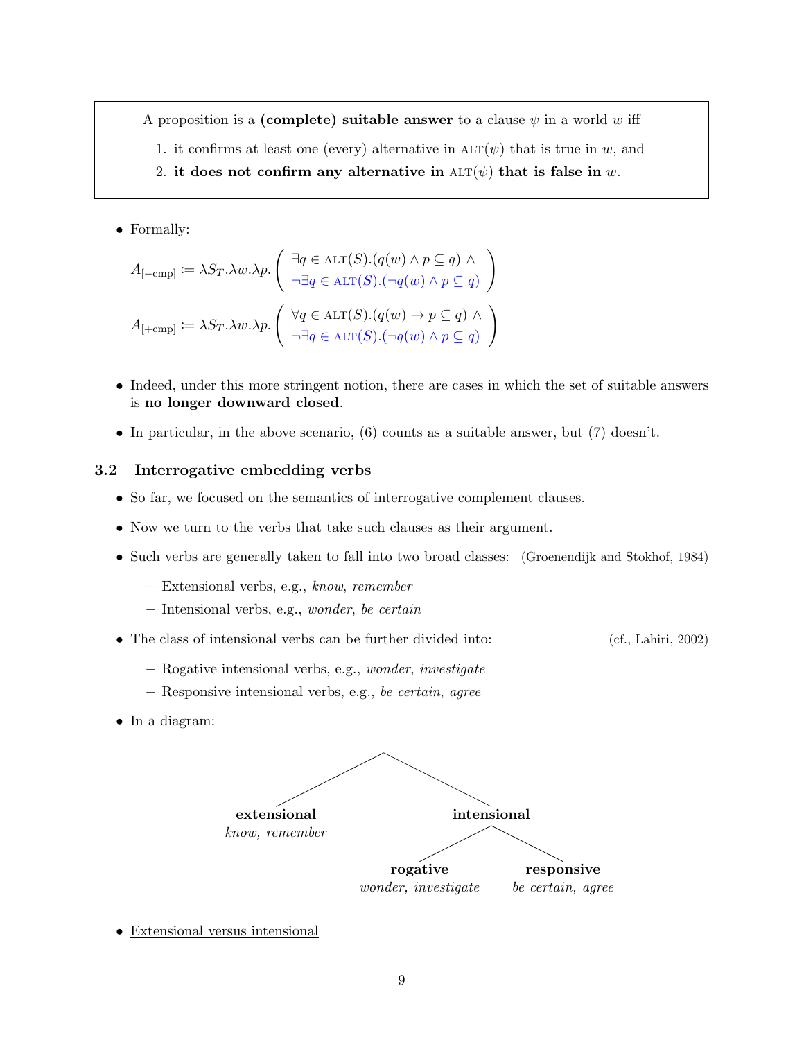> A proposition is a **(complete) suitable answer** to a clause $\psi$ in a world $w$ iff
>
> 1. it confirms at least one (every) alternative in $\textsc{alt}(\psi)$ that is true in $w$, and
> 2. **it does not confirm any alternative in $\textsc{alt}(\psi)$ that is false in $w$.**

- Formally:

$$A_{[-\text{cmp}]} := \lambda S_T.\lambda w.\lambda p. \left( \begin{array}{l} \exists q \in \textsc{alt}(S).(q(w) \wedge p \subseteq q) \wedge \\ \neg\exists q \in \textsc{alt}(S).(\neg q(w) \wedge p \subseteq q) \end{array} \right)$$

$$A_{[+\text{cmp}]} := \lambda S_T.\lambda w.\lambda p. \left( \begin{array}{l} \forall q \in \textsc{alt}(S).(q(w) \rightarrow p \subseteq q) \wedge \\ \neg\exists q \in \textsc{alt}(S).(\neg q(w) \wedge p \subseteq q) \end{array} \right)$$

- Indeed, under this more stringent notion, there are cases in which the set of suitable answers is **no longer downward closed**.
- In particular, in the above scenario, (6) counts as a suitable answer, but (7) doesn't.

### 3.2 Interrogative embedding verbs

- So far, we focused on the semantics of interrogative complement clauses.
- Now we turn to the verbs that take such clauses as their argument.
- Such verbs are generally taken to fall into two broad classes: (Groenendijk and Stokhof, 1984)
  - Extensional verbs, e.g., *know*, *remember*
  - Intensional verbs, e.g., *wonder*, *be certain*
- The class of intensional verbs can be further divided into: (cf., Lahiri, 2002)
  - Rogative intensional verbs, e.g., *wonder*, *investigate*
  - Responsive intensional verbs, e.g., *be certain*, *agree*
- In a diagram:

```
                    ┌──────────────┴──────────────┐
              extensional                    intensional
            know, remember              ┌────────┴────────┐
                                     rogative         responsive
                               wonder, investigate  be certain, agree
```

- Extensional versus intensional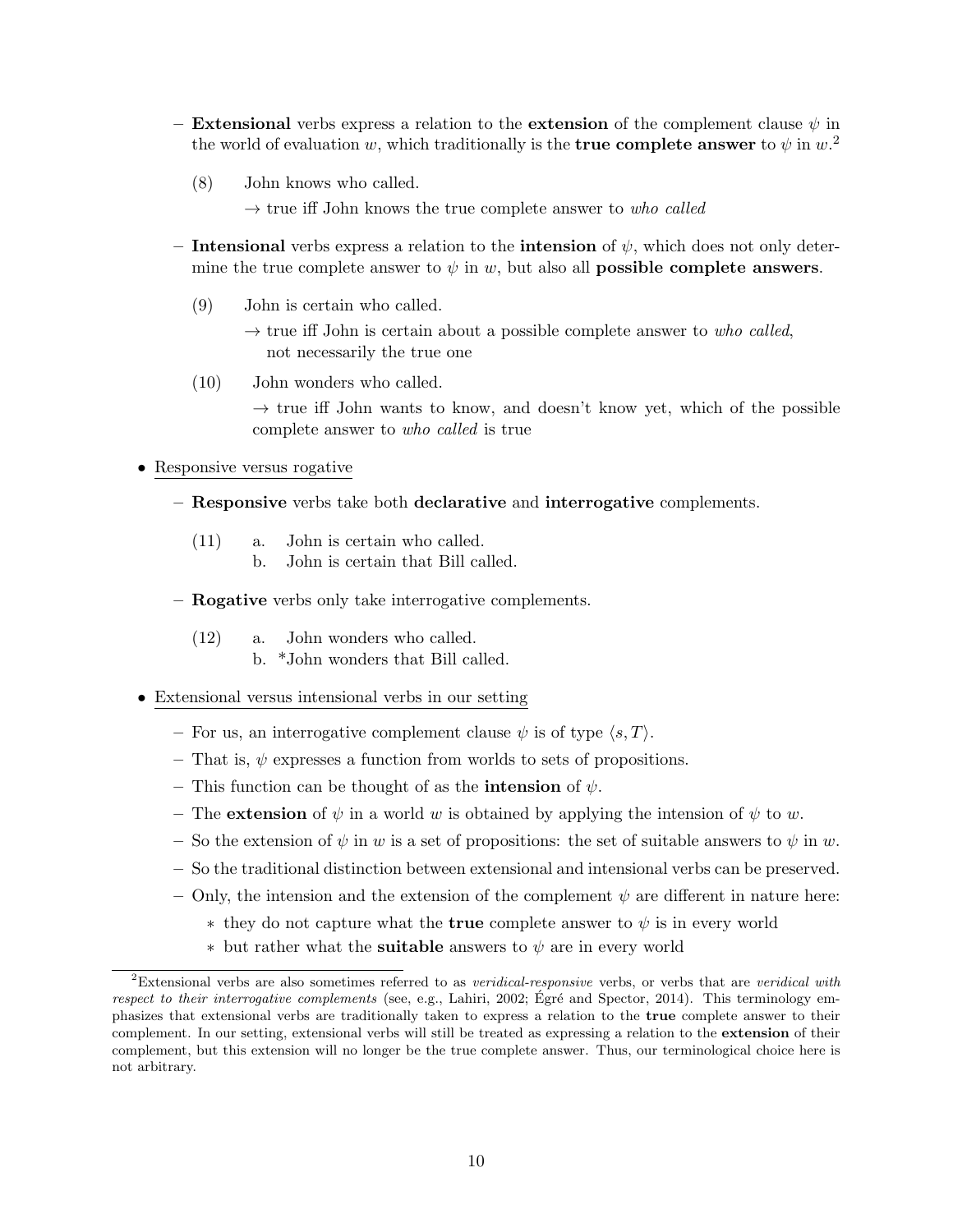- **Extensional** verbs express a relation to the **extension** of the complement clause $\psi$ in the world of evaluation $w$, which traditionally is the **true complete answer** to $\psi$ in $w$.[2]

  (8) John knows who called.
  → true iff John knows the true complete answer to *who called*

- **Intensional** verbs express a relation to the **intension** of $\psi$, which does not only determine the true complete answer to $\psi$ in $w$, but also all **possible complete answers**.

  (9) John is certain who called.
  → true iff John is certain about a possible complete answer to *who called*, not necessarily the true one

  (10) John wonders who called.
  → true iff John wants to know, and doesn't know yet, which of the possible complete answer to *who called* is true

- Responsive versus rogative

  - **Responsive** verbs take both **declarative** and **interrogative** complements.

    (11) a. John is certain who called.
    b. John is certain that Bill called.

  - **Rogative** verbs only take interrogative complements.

    (12) a. John wonders who called.
    b. *John wonders that Bill called.

- Extensional versus intensional verbs in our setting

  - For us, an interrogative complement clause $\psi$ is of type $\langle s, T \rangle$.
  - That is, $\psi$ expresses a function from worlds to sets of propositions.
  - This function can be thought of as the **intension** of $\psi$.
  - The **extension** of $\psi$ in a world $w$ is obtained by applying the intension of $\psi$ to $w$.
  - So the extension of $\psi$ in $w$ is a set of propositions: the set of suitable answers to $\psi$ in $w$.
  - So the traditional distinction between extensional and intensional verbs can be preserved.
  - Only, the intension and the extension of the complement $\psi$ are different in nature here:
    - they do not capture what the **true** complete answer to $\psi$ is in every world
    - but rather what the **suitable** answers to $\psi$ are in every world

[2] Extensional verbs are also sometimes referred to as *veridical-responsive* verbs, or verbs that are *veridical with respect to their interrogative complements* (see, e.g., Lahiri, 2002; Égré and Spector, 2014). This terminology emphasizes that extensional verbs are traditionally taken to express a relation to the **true** complete answer to their complement. In our setting, extensional verbs will still be treated as expressing a relation to the **extension** of their complement, but this extension will no longer be the true complete answer. Thus, our terminological choice here is not arbitrary.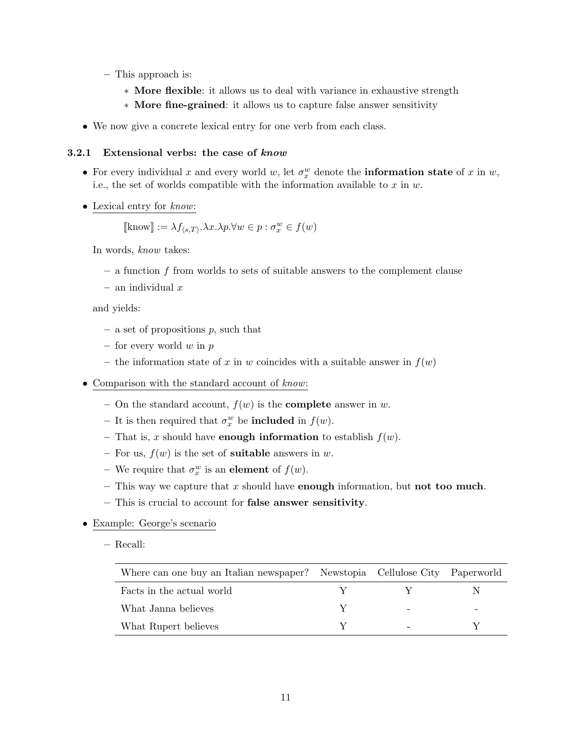- This approach is:
    * **More flexible**: it allows us to deal with variance in exhaustive strength
    * **More fine-grained**: it allows us to capture false answer sensitivity

- We now give a concrete lexical entry for one verb from each class.

### 3.2.1 Extensional verbs: the case of *know*

- For every individual $x$ and every world $w$, let $\sigma_x^w$ denote the **information state** of $x$ in $w$, i.e., the set of worlds compatible with the information available to $x$ in $w$.

- Lexical entry for *know*:

$$[\![\text{know}]\!] := \lambda f_{\langle s,T\rangle}.\lambda x.\lambda p.\forall w \in p : \sigma_x^w \in f(w)$$

  In words, *know* takes:

  - a function $f$ from worlds to sets of suitable answers to the complement clause
  - an individual $x$

  and yields:

  - a set of propositions $p$, such that
  - for every world $w$ in $p$
  - the information state of $x$ in $w$ coincides with a suitable answer in $f(w)$

- Comparison with the standard account of *know*:

  - On the standard account, $f(w)$ is the **complete** answer in $w$.
  - It is then required that $\sigma_x^w$ be **included** in $f(w)$.
  - That is, $x$ should have **enough information** to establish $f(w)$.
  - For us, $f(w)$ is the set of **suitable** answers in $w$.
  - We require that $\sigma_x^w$ is an **element** of $f(w)$.
  - This way we capture that $x$ should have **enough** information, but **not too much**.
  - This is crucial to account for **false answer sensitivity**.

- Example: George's scenario

  - Recall:

| Where can one buy an Italian newspaper? | Newstopia | Cellulose City | Paperworld |
|---|---|---|---|
| Facts in the actual world | Y | Y | N |
| What Janna believes | Y | - | - |
| What Rupert believes | Y | - | Y |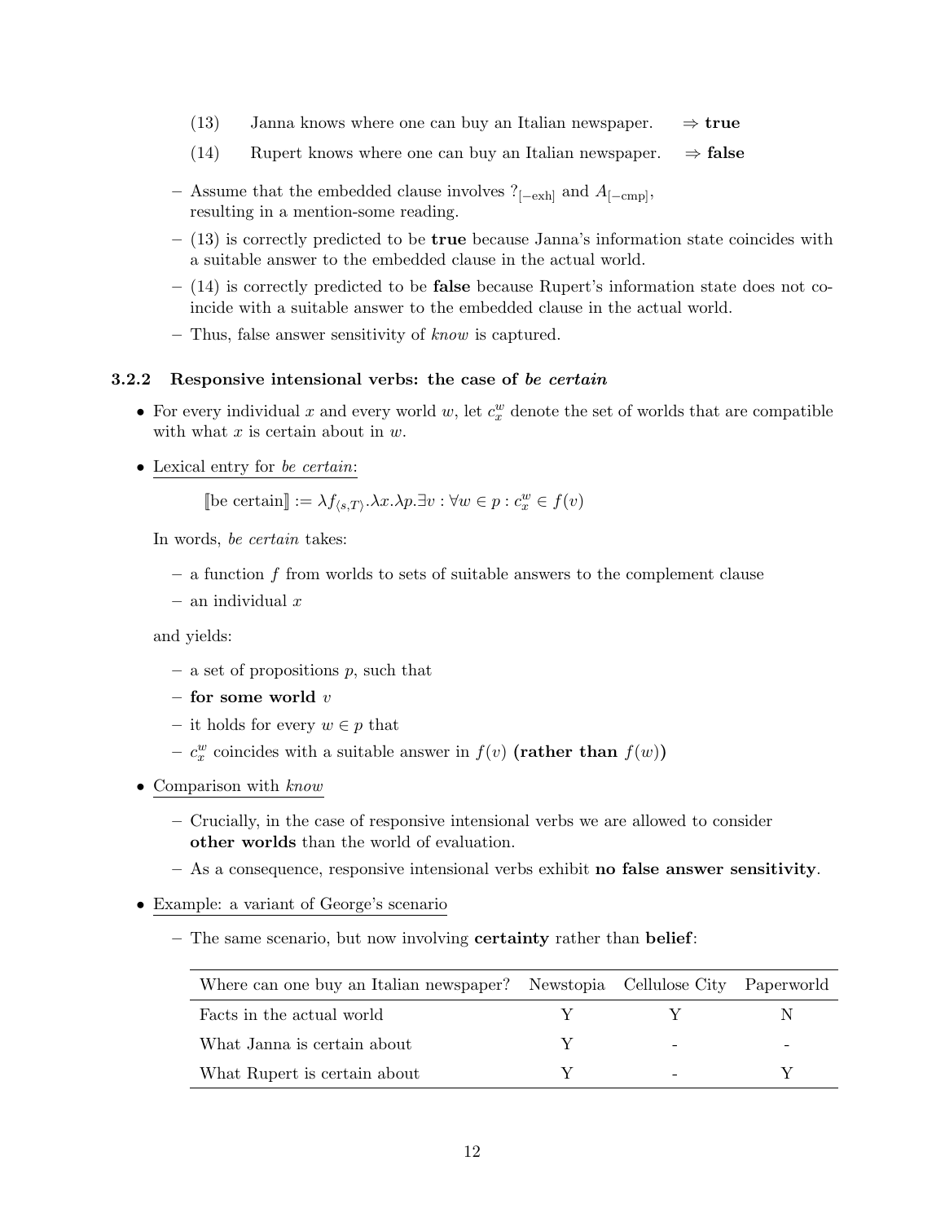(13) Janna knows where one can buy an Italian newspaper. $\Rightarrow$ **true**

(14) Rupert knows where one can buy an Italian newspaper. $\Rightarrow$ **false**

- Assume that the embedded clause involves $?_{[-\text{exh}]}$ and $A_{[-\text{cmp}]}$, resulting in a mention-some reading.
- (13) is correctly predicted to be **true** because Janna's information state coincides with a suitable answer to the embedded clause in the actual world.
- (14) is correctly predicted to be **false** because Rupert's information state does not coincide with a suitable answer to the embedded clause in the actual world.
- Thus, false answer sensitivity of *know* is captured.

### 3.2.2 Responsive intensional verbs: the case of *be certain*

- For every individual $x$ and every world $w$, let $c_x^w$ denote the set of worlds that are compatible with what $x$ is certain about in $w$.
- Lexical entry for *be certain*:

  $$[\![\text{be certain}]\!] := \lambda f_{\langle s,T\rangle}.\lambda x.\lambda p.\exists v : \forall w \in p : c_x^w \in f(v)$$

  In words, *be certain* takes:

  - a function $f$ from worlds to sets of suitable answers to the complement clause
  - an individual $x$

  and yields:

  - a set of propositions $p$, such that
  - **for some world** $v$
  - it holds for every $w \in p$ that
  - $c_x^w$ coincides with a suitable answer in $f(v)$ **(rather than** $f(w)$**)**

- Comparison with *know*
  - Crucially, in the case of responsive intensional verbs we are allowed to consider **other worlds** than the world of evaluation.
  - As a consequence, responsive intensional verbs exhibit **no false answer sensitivity**.
- Example: a variant of George's scenario
  - The same scenario, but now involving **certainty** rather than **belief**:

| Where can one buy an Italian newspaper? | Newstopia | Cellulose City | Paperworld |
|---|---|---|---|
| Facts in the actual world | Y | Y | N |
| What Janna is certain about | Y | - | - |
| What Rupert is certain about | Y | - | Y |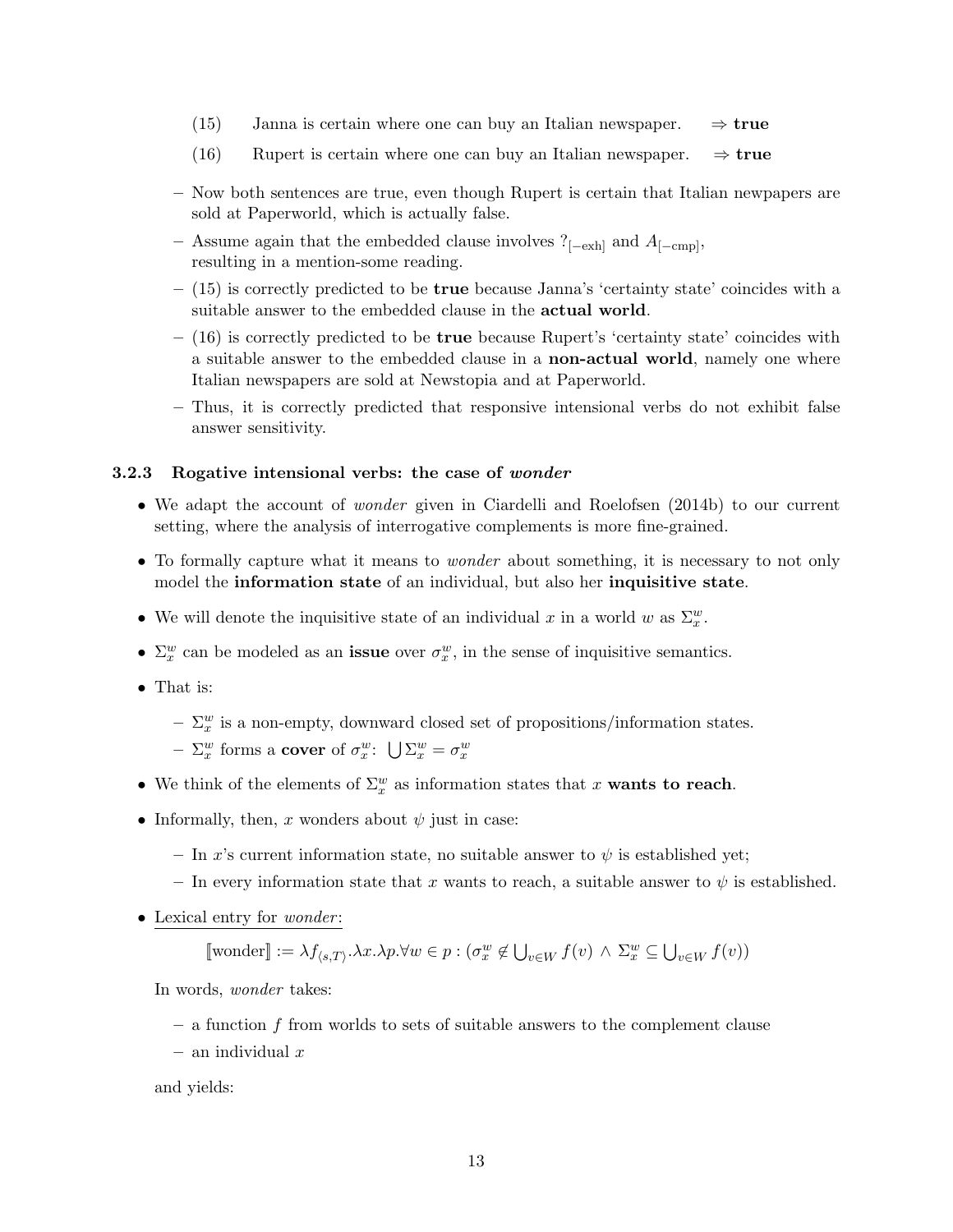(15) Janna is certain where one can buy an Italian newspaper. $\Rightarrow$ **true**

(16) Rupert is certain where one can buy an Italian newspaper. $\Rightarrow$ **true**

- Now both sentences are true, even though Rupert is certain that Italian newpapers are sold at Paperworld, which is actually false.
- Assume again that the embedded clause involves $?_{[-\text{exh}]}$ and $A_{[-\text{cmp}]}$, resulting in a mention-some reading.
- (15) is correctly predicted to be **true** because Janna's 'certainty state' coincides with a suitable answer to the embedded clause in the **actual world**.
- (16) is correctly predicted to be **true** because Rupert's 'certainty state' coincides with a suitable answer to the embedded clause in a **non-actual world**, namely one where Italian newspapers are sold at Newstopia and at Paperworld.
- Thus, it is correctly predicted that responsive intensional verbs do not exhibit false answer sensitivity.

### 3.2.3 Rogative intensional verbs: the case of *wonder*

- We adapt the account of *wonder* given in Ciardelli and Roelofsen (2014b) to our current setting, where the analysis of interrogative complements is more fine-grained.
- To formally capture what it means to *wonder* about something, it is necessary to not only model the **information state** of an individual, but also her **inquisitive state**.
- We will denote the inquisitive state of an individual $x$ in a world $w$ as $\Sigma_x^w$.
- $\Sigma_x^w$ can be modeled as an **issue** over $\sigma_x^w$, in the sense of inquisitive semantics.
- That is:
  - $\Sigma_x^w$ is a non-empty, downward closed set of propositions/information states.
  - $\Sigma_x^w$ forms a **cover** of $\sigma_x^w$: $\bigcup \Sigma_x^w = \sigma_x^w$
- We think of the elements of $\Sigma_x^w$ as information states that $x$ **wants to reach**.
- Informally, then, $x$ wonders about $\psi$ just in case:
  - In $x$'s current information state, no suitable answer to $\psi$ is established yet;
  - In every information state that $x$ wants to reach, a suitable answer to $\psi$ is established.
- Lexical entry for *wonder*:

$$[\![\text{wonder}]\!] := \lambda f_{\langle s,T\rangle}.\lambda x.\lambda p.\forall w \in p : (\sigma_x^w \notin \bigcup_{v\in W} f(v) \wedge \Sigma_x^w \subseteq \bigcup_{v\in W} f(v))$$

  In words, *wonder* takes:

  - a function $f$ from worlds to sets of suitable answers to the complement clause
  - an individual $x$

  and yields: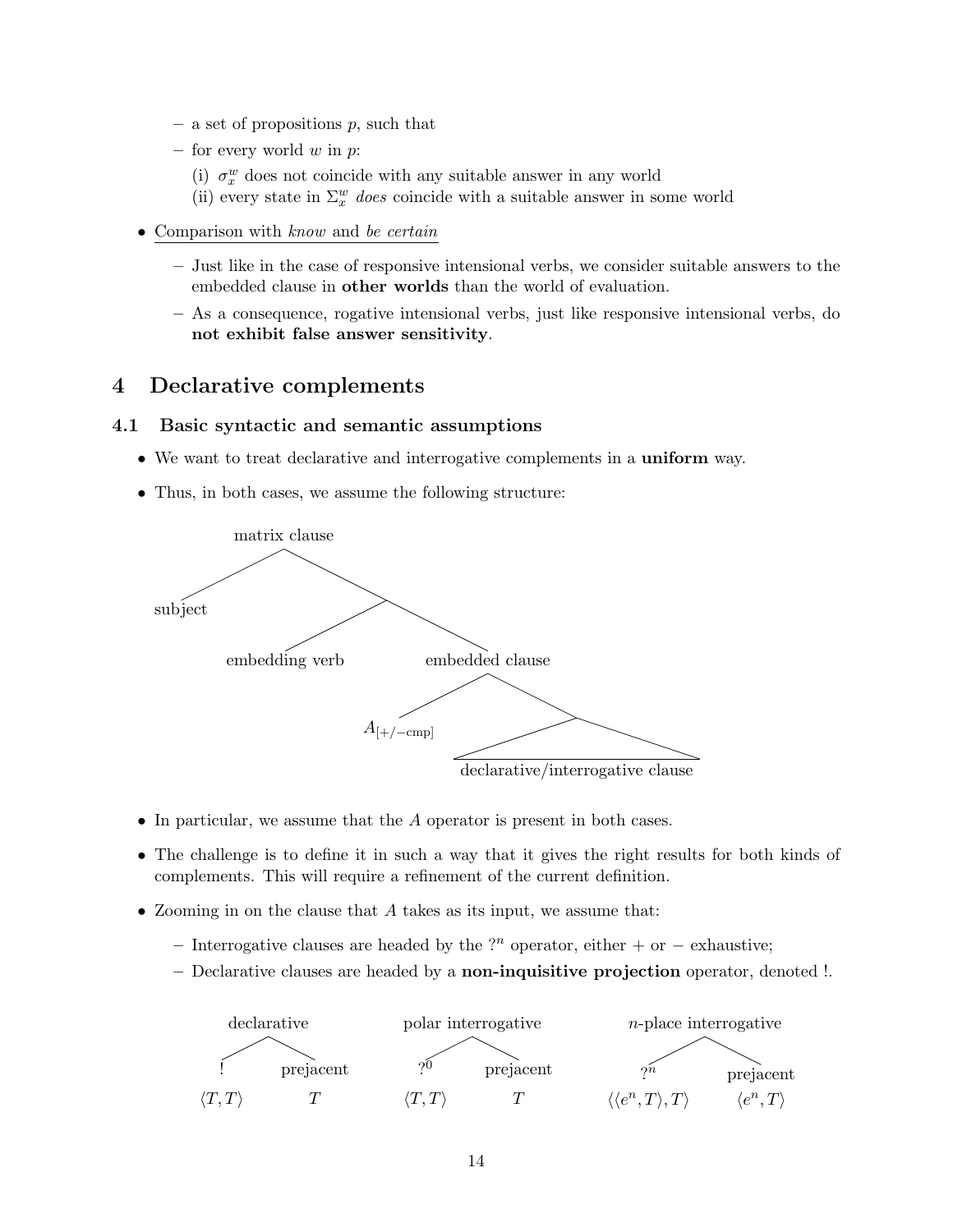- a set of propositions $p$, such that
  - for every world $w$ in $p$:
    (i) $\sigma_x^w$ does not coincide with any suitable answer in any world
    (ii) every state in $\Sigma_x^w$ *does* coincide with a suitable answer in some world

- Comparison with *know* and *be certain*
  - Just like in the case of responsive intensional verbs, we consider suitable answers to the embedded clause in **other worlds** than the world of evaluation.
  - As a consequence, rogative intensional verbs, just like responsive intensional verbs, do **not exhibit false answer sensitivity**.

# 4 Declarative complements

## 4.1 Basic syntactic and semantic assumptions

- We want to treat declarative and interrogative complements in a **uniform** way.
- Thus, in both cases, we assume the following structure:

```
matrix clause
├── subject
└── [ ]
    ├── embedding verb
    └── embedded clause
        ├── A_[+/−cmp]
        └── declarative/interrogative clause
```

- In particular, we assume that the $A$ operator is present in both cases.
- The challenge is to define it in such a way that it gives the right results for both kinds of complements. This will require a refinement of the current definition.
- Zooming in on the clause that $A$ takes as its input, we assume that:
  - Interrogative clauses are headed by the $?^n$ operator, either + or − exhaustive;
  - Declarative clauses are headed by a **non-inquisitive projection** operator, denoted !.

```
declarative:             !  ⟨T,T⟩                 prejacent  T
polar interrogative:     ?^0  ⟨T,T⟩               prejacent  T
n-place interrogative:   ?^n  ⟨⟨e^n,T⟩,T⟩         prejacent  ⟨e^n,T⟩
```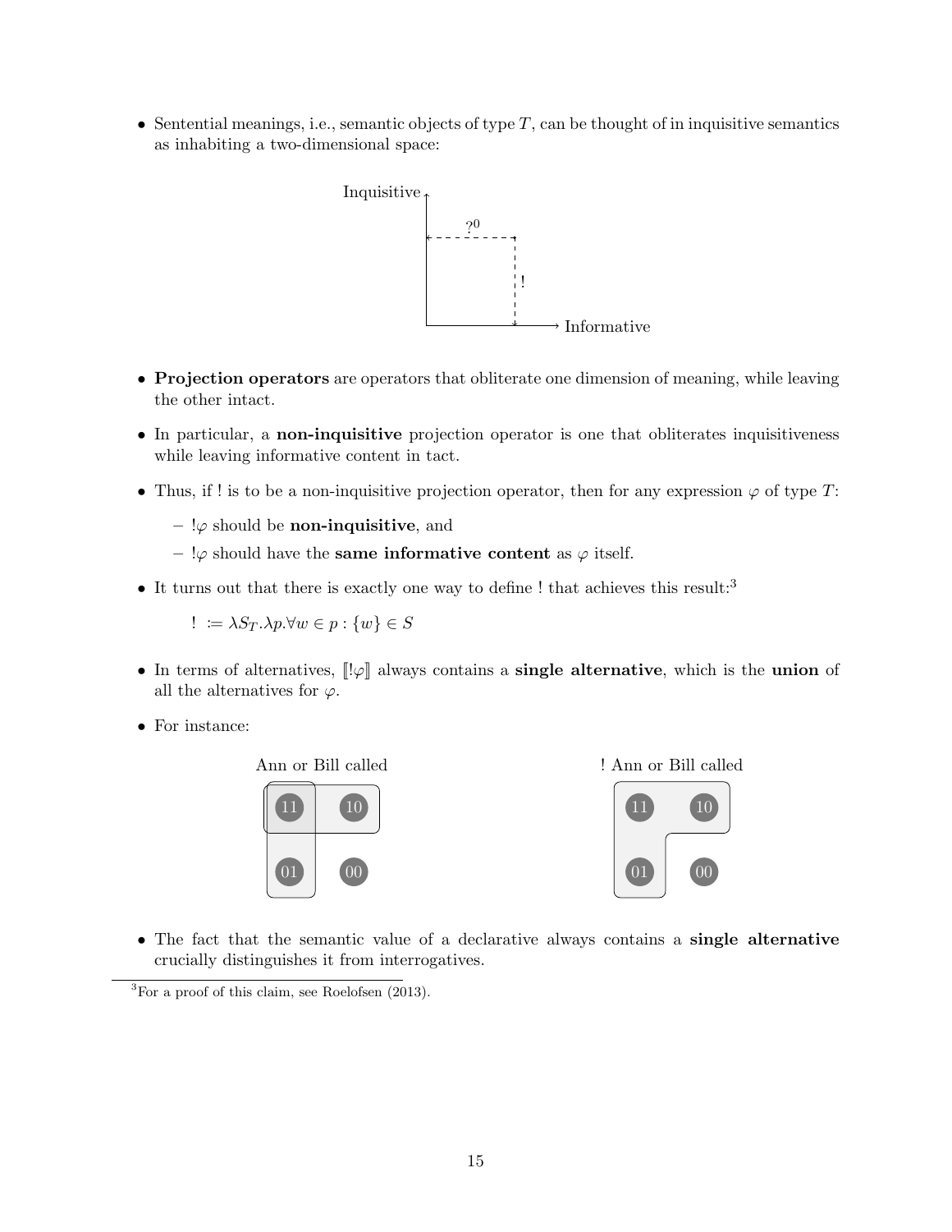- Sentential meanings, i.e., semantic objects of type $T$, can be thought of in inquisitive semantics as inhabiting a two-dimensional space:

- **Projection operators** are operators that obliterate one dimension of meaning, while leaving the other intact.

- In particular, a **non-inquisitive** projection operator is one that obliterates inquisitiveness while leaving informative content in tact.

- Thus, if ! is to be a non-inquisitive projection operator, then for any expression $\varphi$ of type $T$:
  - $!\varphi$ should be **non-inquisitive**, and
  - $!\varphi$ should have the **same informative content** as $\varphi$ itself.

- It turns out that there is exactly one way to define ! that achieves this result:[3]

  $! \coloneqq \lambda S_T.\lambda p.\forall w \in p : \{w\} \in S$

- In terms of alternatives, $[\![!\varphi]\!]$ always contains a **single alternative**, which is the **union** of all the alternatives for $\varphi$.

- For instance:

- The fact that the semantic value of a declarative always contains a **single alternative** crucially distinguishes it from interrogatives.

[3]For a proof of this claim, see Roelofsen (2013).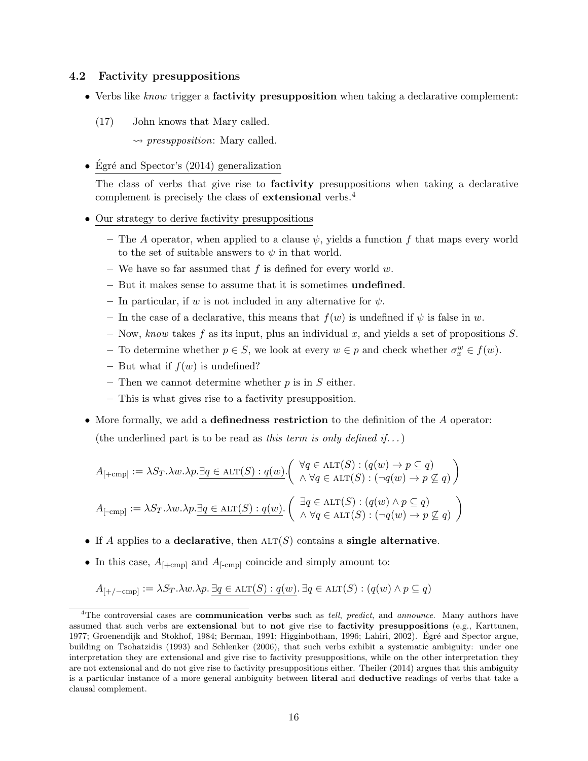### 4.2 Factivity presuppositions

- Verbs like *know* trigger a **factivity presupposition** when taking a declarative complement:

  (17) John knows that Mary called.
  
  $\rightsquigarrow$ *presupposition*: Mary called.

- Égré and Spector's (2014) generalization

  The class of verbs that give rise to **factivity** presuppositions when taking a declarative complement is precisely the class of **extensional** verbs.[4]

- Our strategy to derive factivity presuppositions
  - The $A$ operator, when applied to a clause $\psi$, yields a function $f$ that maps every world to the set of suitable answers to $\psi$ in that world.
  - We have so far assumed that $f$ is defined for every world $w$.
  - But it makes sense to assume that it is sometimes **undefined**.
  - In particular, if $w$ is not included in any alternative for $\psi$.
  - In the case of a declarative, this means that $f(w)$ is undefined if $\psi$ is false in $w$.
  - Now, *know* takes $f$ as its input, plus an individual $x$, and yields a set of propositions $S$.
  - To determine whether $p \in S$, we look at every $w \in p$ and check whether $\sigma_x^w \in f(w)$.
  - But what if $f(w)$ is undefined?
  - Then we cannot determine whether $p$ is in $S$ either.
  - This is what gives rise to a factivity presupposition.

- More formally, we add a **definedness restriction** to the definition of the $A$ operator: (the underlined part is to be read as *this term is only defined if...*)

$$A_{[+\text{cmp}]} := \lambda S_T.\lambda w.\lambda p.\underline{\exists q \in \text{ALT}(S) : q(w)}.\begin{pmatrix} \forall q \in \text{ALT}(S) : (q(w) \rightarrow p \subseteq q) \\ \wedge\ \forall q \in \text{ALT}(S) : (\neg q(w) \rightarrow p \not\subseteq q) \end{pmatrix}$$

$$A_{[-\text{cmp}]} := \lambda S_T.\lambda w.\lambda p.\underline{\exists q \in \text{ALT}(S) : q(w)}.\begin{pmatrix} \exists q \in \text{ALT}(S) : (q(w) \wedge p \subseteq q) \\ \wedge\ \forall q \in \text{ALT}(S) : (\neg q(w) \rightarrow p \not\subseteq q) \end{pmatrix}$$

- If $A$ applies to a **declarative**, then $\text{ALT}(S)$ contains a **single alternative**.

- In this case, $A_{[+\text{cmp}]}$ and $A_{[-\text{cmp}]}$ coincide and simply amount to:

$$A_{[+/-\text{cmp}]} := \lambda S_T.\lambda w.\lambda p.\ \underline{\exists q \in \text{ALT}(S) : q(w)}.\ \exists q \in \text{ALT}(S) : (q(w) \wedge p \subseteq q)$$

[4] The controversial cases are **communication verbs** such as *tell*, *predict*, and *announce*. Many authors have assumed that such verbs are **extensional** but to **not** give rise to **factivity presuppositions** (e.g., Karttunen, 1977; Groenendijk and Stokhof, 1984; Berman, 1991; Higginbotham, 1996; Lahiri, 2002). Égré and Spector argue, building on Tsohatzidis (1993) and Schlenker (2006), that such verbs exhibit a systematic ambiguity: under one interpretation they are extensional and give rise to factivity presuppositions, while on the other interpretation they are not extensional and do not give rise to factivity presuppositions either. Theiler (2014) argues that this ambiguity is a particular instance of a more general ambiguity between **literal** and **deductive** readings of verbs that take a clausal complement.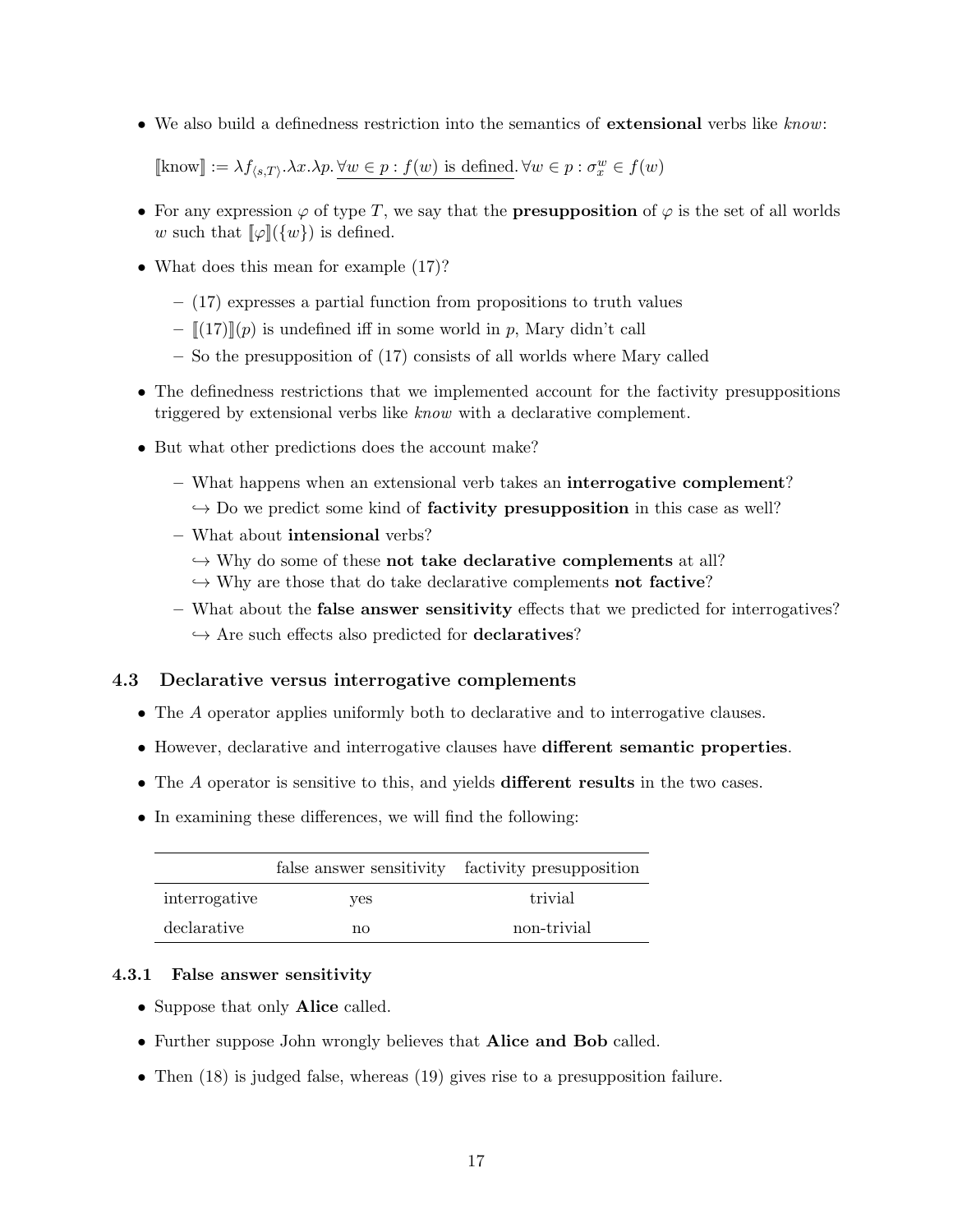- We also build a definedness restriction into the semantics of **extensional** verbs like *know*:

  $[\![\text{know}]\!] := \lambda f_{\langle s,T\rangle}.\lambda x.\lambda p.\, \underline{\forall w \in p : f(w) \text{ is defined}}.\, \forall w \in p : \sigma_x^w \in f(w)$

- For any expression $\varphi$ of type $T$, we say that the **presupposition** of $\varphi$ is the set of all worlds $w$ such that $[\![\varphi]\!](\{w\})$ is defined.

- What does this mean for example (17)?
  - (17) expresses a partial function from propositions to truth values
  - $[\![(17)]\!](p)$ is undefined iff in some world in $p$, Mary didn't call
  - So the presupposition of (17) consists of all worlds where Mary called

- The definedness restrictions that we implemented account for the factivity presuppositions triggered by extensional verbs like *know* with a declarative complement.

- But what other predictions does the account make?
  - What happens when an extensional verb takes an **interrogative complement**?
    ↪ Do we predict some kind of **factivity presupposition** in this case as well?
  - What about **intensional** verbs?
    ↪ Why do some of these **not take declarative complements** at all?
    ↪ Why are those that do take declarative complements **not factive**?
  - What about the **false answer sensitivity** effects that we predicted for interrogatives?
    ↪ Are such effects also predicted for **declaratives**?

### 4.3 Declarative versus interrogative complements

- The $A$ operator applies uniformly both to declarative and to interrogative clauses.
- However, declarative and interrogative clauses have **different semantic properties**.
- The $A$ operator is sensitive to this, and yields **different results** in the two cases.
- In examining these differences, we will find the following:

| | false answer sensitivity | factivity presupposition |
|---|---|---|
| interrogative | yes | trivial |
| declarative | no | non-trivial |

#### 4.3.1 False answer sensitivity

- Suppose that only **Alice** called.
- Further suppose John wrongly believes that **Alice and Bob** called.
- Then (18) is judged false, whereas (19) gives rise to a presupposition failure.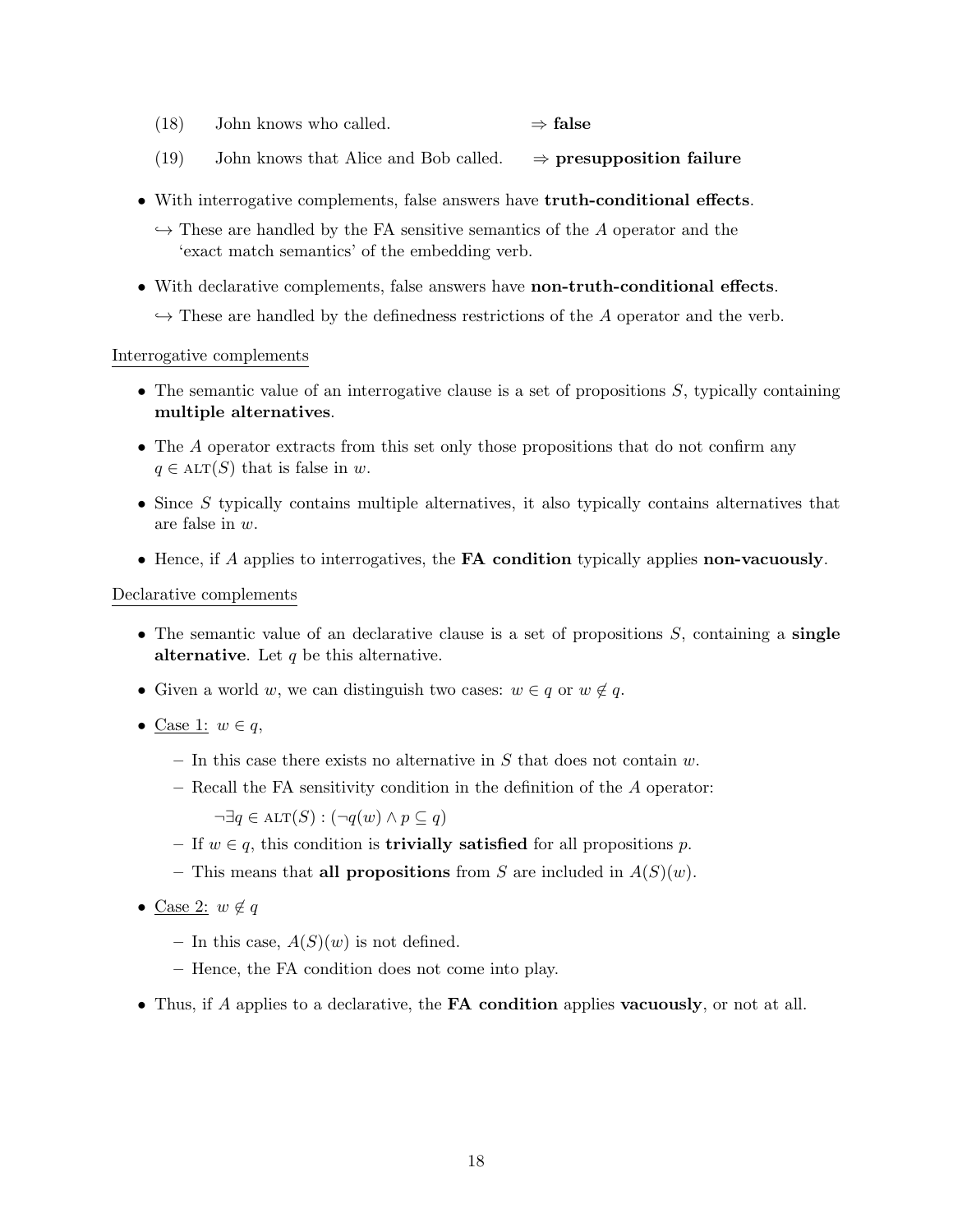(18) John knows who called. $\Rightarrow$ **false**

(19) John knows that Alice and Bob called. $\Rightarrow$ **presupposition failure**

- With interrogative complements, false answers have **truth-conditional effects**.
  ↪ These are handled by the FA sensitive semantics of the $A$ operator and the 'exact match semantics' of the embedding verb.
- With declarative complements, false answers have **non-truth-conditional effects**.
  ↪ These are handled by the definedness restrictions of the $A$ operator and the verb.

Interrogative complements

- The semantic value of an interrogative clause is a set of propositions $S$, typically containing **multiple alternatives**.
- The $A$ operator extracts from this set only those propositions that do not confirm any $q \in \text{ALT}(S)$ that is false in $w$.
- Since $S$ typically contains multiple alternatives, it also typically contains alternatives that are false in $w$.
- Hence, if $A$ applies to interrogatives, the **FA condition** typically applies **non-vacuously**.

Declarative complements

- The semantic value of an declarative clause is a set of propositions $S$, containing a **single alternative**. Let $q$ be this alternative.
- Given a world $w$, we can distinguish two cases: $w \in q$ or $w \notin q$.
- Case 1: $w \in q$,
  - In this case there exists no alternative in $S$ that does not contain $w$.
  - Recall the FA sensitivity condition in the definition of the $A$ operator:

    $\neg \exists q \in \text{ALT}(S) : (\neg q(w) \wedge p \subseteq q)$
  - If $w \in q$, this condition is **trivially satisfied** for all propositions $p$.
  - This means that **all propositions** from $S$ are included in $A(S)(w)$.
- Case 2: $w \notin q$
  - In this case, $A(S)(w)$ is not defined.
  - Hence, the FA condition does not come into play.
- Thus, if $A$ applies to a declarative, the **FA condition** applies **vacuously**, or not at all.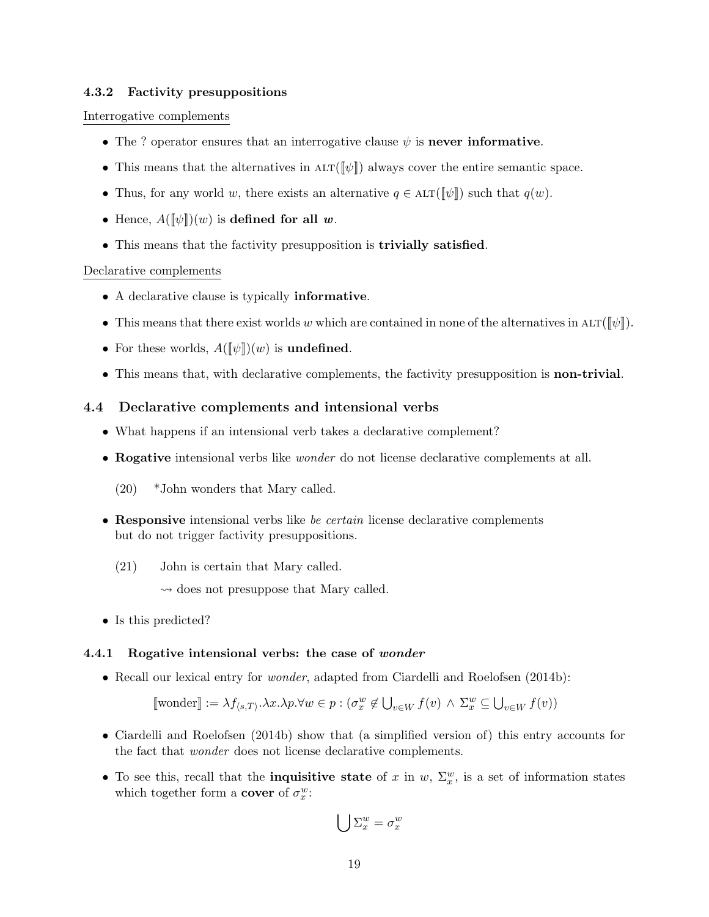#### 4.3.2 Factivity presuppositions

Interrogative complements

- The ? operator ensures that an interrogative clause $\psi$ is **never informative**.
- This means that the alternatives in $\textsc{alt}(\llbracket\psi\rrbracket)$ always cover the entire semantic space.
- Thus, for any world $w$, there exists an alternative $q \in \textsc{alt}(\llbracket\psi\rrbracket)$ such that $q(w)$.
- Hence, $A(\llbracket\psi\rrbracket)(w)$ is **defined for all $w$**.
- This means that the factivity presupposition is **trivially satisfied**.

Declarative complements

- A declarative clause is typically **informative**.
- This means that there exist worlds $w$ which are contained in none of the alternatives in $\textsc{alt}(\llbracket\psi\rrbracket)$.
- For these worlds, $A(\llbracket\psi\rrbracket)(w)$ is **undefined**.
- This means that, with declarative complements, the factivity presupposition is **non-trivial**.

### 4.4 Declarative complements and intensional verbs

- What happens if an intensional verb takes a declarative complement?
- **Rogative** intensional verbs like *wonder* do not license declarative complements at all.

  (20) *John wonders that Mary called.

- **Responsive** intensional verbs like *be certain* license declarative complements but do not trigger factivity presuppositions.

  (21) John is certain that Mary called.
  
  $\rightsquigarrow$ does not presuppose that Mary called.

- Is this predicted?

#### 4.4.1 Rogative intensional verbs: the case of *wonder*

- Recall our lexical entry for *wonder*, adapted from Ciardelli and Roelofsen (2014b):

$$\llbracket \text{wonder} \rrbracket := \lambda f_{\langle s,T\rangle}.\lambda x.\lambda p.\forall w \in p : (\sigma_x^w \notin \bigcup_{v\in W} f(v) \wedge \Sigma_x^w \subseteq \bigcup_{v\in W} f(v))$$

- Ciardelli and Roelofsen (2014b) show that (a simplified version of) this entry accounts for the fact that *wonder* does not license declarative complements.
- To see this, recall that the **inquisitive state** of $x$ in $w$, $\Sigma_x^w$, is a set of information states which together form a **cover** of $\sigma_x^w$:

$$\bigcup \Sigma_x^w = \sigma_x^w$$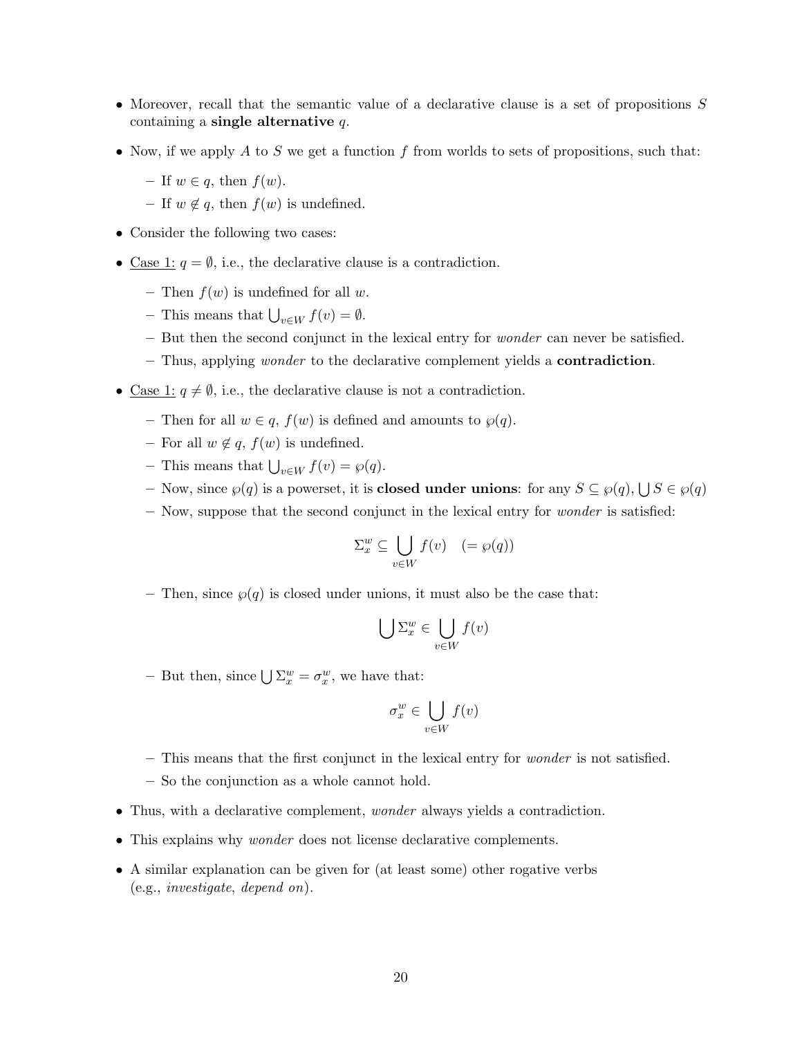- Moreover, recall that the semantic value of a declarative clause is a set of propositions $S$ containing a **single alternative** $q$.
- Now, if we apply $A$ to $S$ we get a function $f$ from worlds to sets of propositions, such that:
  - If $w \in q$, then $f(w)$.
  - If $w \notin q$, then $f(w)$ is undefined.
- Consider the following two cases:
- Case 1: $q = \emptyset$, i.e., the declarative clause is a contradiction.
  - Then $f(w)$ is undefined for all $w$.
  - This means that $\bigcup_{v \in W} f(v) = \emptyset$.
  - But then the second conjunct in the lexical entry for *wonder* can never be satisfied.
  - Thus, applying *wonder* to the declarative complement yields a **contradiction**.
- Case 1: $q \neq \emptyset$, i.e., the declarative clause is not a contradiction.
  - Then for all $w \in q$, $f(w)$ is defined and amounts to $\wp(q)$.
  - For all $w \notin q$, $f(w)$ is undefined.
  - This means that $\bigcup_{v \in W} f(v) = \wp(q)$.
  - Now, since $\wp(q)$ is a powerset, it is **closed under unions**: for any $S \subseteq \wp(q)$, $\bigcup S \in \wp(q)$
  - Now, suppose that the second conjunct in the lexical entry for *wonder* is satisfied:

$$\Sigma_x^w \subseteq \bigcup_{v \in W} f(v) \quad (= \wp(q))$$

  - Then, since $\wp(q)$ is closed under unions, it must also be the case that:

$$\bigcup \Sigma_x^w \in \bigcup_{v \in W} f(v)$$

  - But then, since $\bigcup \Sigma_x^w = \sigma_x^w$, we have that:

$$\sigma_x^w \in \bigcup_{v \in W} f(v)$$

  - This means that the first conjunct in the lexical entry for *wonder* is not satisfied.
  - So the conjunction as a whole cannot hold.
- Thus, with a declarative complement, *wonder* always yields a contradiction.
- This explains why *wonder* does not license declarative complements.
- A similar explanation can be given for (at least some) other rogative verbs (e.g., *investigate*, *depend on*).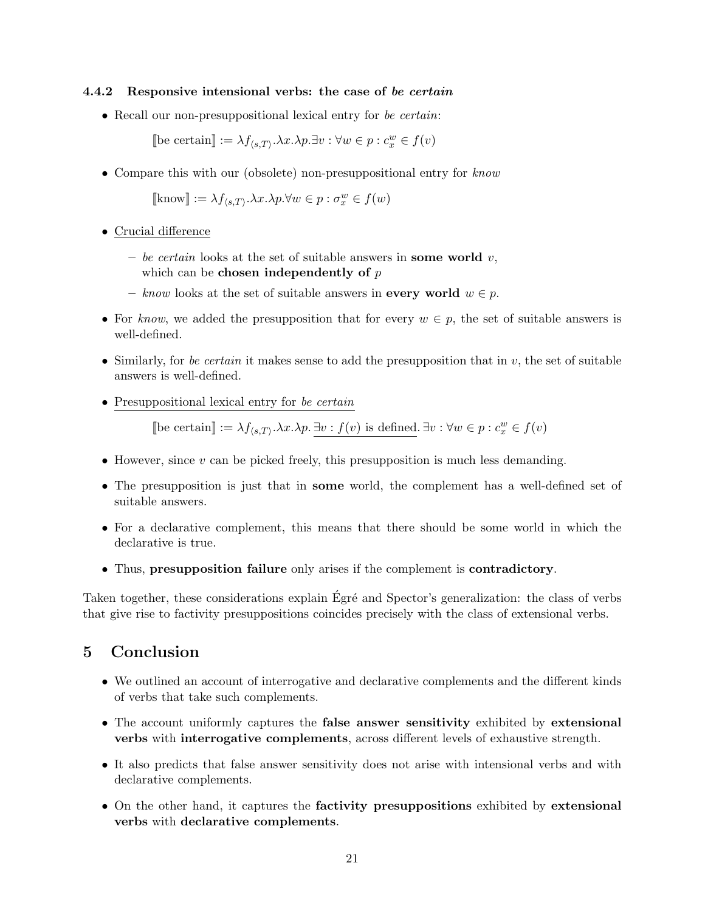### 4.4.2 Responsive intensional verbs: the case of *be certain*

- Recall our non-presuppositional lexical entry for *be certain*:

  $$[\![\text{be certain}]\!] := \lambda f_{\langle s,T \rangle}.\lambda x.\lambda p.\exists v : \forall w \in p : c_x^w \in f(v)$$

- Compare this with our (obsolete) non-presuppositional entry for *know*

  $$[\![\text{know}]\!] := \lambda f_{\langle s,T \rangle}.\lambda x.\lambda p.\forall w \in p : \sigma_x^w \in f(w)$$

- Crucial difference
  - *be certain* looks at the set of suitable answers in **some world** $v$, which can be **chosen independently of** $p$
  - *know* looks at the set of suitable answers in **every world** $w \in p$.
- For *know*, we added the presupposition that for every $w \in p$, the set of suitable answers is well-defined.
- Similarly, for *be certain* it makes sense to add the presupposition that in $v$, the set of suitable answers is well-defined.
- Presuppositional lexical entry for *be certain*

  $$[\![\text{be certain}]\!] := \lambda f_{\langle s,T \rangle}.\lambda x.\lambda p.\ \underline{\exists v : f(v) \text{ is defined}}.\ \exists v : \forall w \in p : c_x^w \in f(v)$$

- However, since $v$ can be picked freely, this presupposition is much less demanding.
- The presupposition is just that in **some** world, the complement has a well-defined set of suitable answers.
- For a declarative complement, this means that there should be some world in which the declarative is true.
- Thus, **presupposition failure** only arises if the complement is **contradictory**.

Taken together, these considerations explain Égré and Spector's generalization: the class of verbs that give rise to factivity presuppositions coincides precisely with the class of extensional verbs.

# 5 Conclusion

- We outlined an account of interrogative and declarative complements and the different kinds of verbs that take such complements.
- The account uniformly captures the **false answer sensitivity** exhibited by **extensional verbs** with **interrogative complements**, across different levels of exhaustive strength.
- It also predicts that false answer sensitivity does not arise with intensional verbs and with declarative complements.
- On the other hand, it captures the **factivity presuppositions** exhibited by **extensional verbs** with **declarative complements**.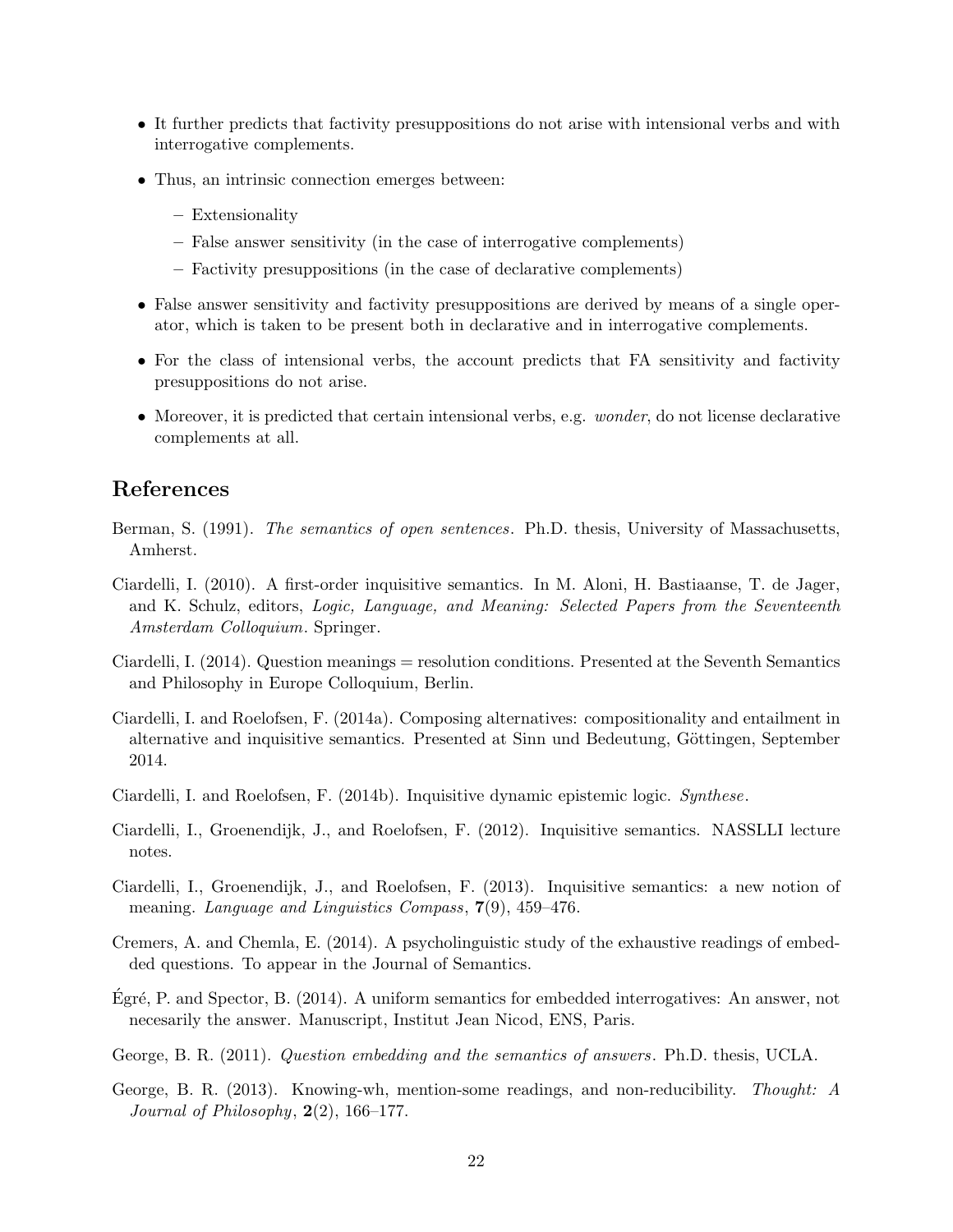- It further predicts that factivity presuppositions do not arise with intensional verbs and with interrogative complements.
- Thus, an intrinsic connection emerges between:
  - Extensionality
  - False answer sensitivity (in the case of interrogative complements)
  - Factivity presuppositions (in the case of declarative complements)
- False answer sensitivity and factivity presuppositions are derived by means of a single operator, which is taken to be present both in declarative and in interrogative complements.
- For the class of intensional verbs, the account predicts that FA sensitivity and factivity presuppositions do not arise.
- Moreover, it is predicted that certain intensional verbs, e.g. *wonder*, do not license declarative complements at all.

## References

Berman, S. (1991). *The semantics of open sentences*. Ph.D. thesis, University of Massachusetts, Amherst.

Ciardelli, I. (2010). A first-order inquisitive semantics. In M. Aloni, H. Bastiaanse, T. de Jager, and K. Schulz, editors, *Logic, Language, and Meaning: Selected Papers from the Seventeenth Amsterdam Colloquium*. Springer.

Ciardelli, I. (2014). Question meanings = resolution conditions. Presented at the Seventh Semantics and Philosophy in Europe Colloquium, Berlin.

Ciardelli, I. and Roelofsen, F. (2014a). Composing alternatives: compositionality and entailment in alternative and inquisitive semantics. Presented at Sinn und Bedeutung, Göttingen, September 2014.

Ciardelli, I. and Roelofsen, F. (2014b). Inquisitive dynamic epistemic logic. *Synthese*.

Ciardelli, I., Groenendijk, J., and Roelofsen, F. (2012). Inquisitive semantics. NASSLLI lecture notes.

Ciardelli, I., Groenendijk, J., and Roelofsen, F. (2013). Inquisitive semantics: a new notion of meaning. *Language and Linguistics Compass*, **7**(9), 459–476.

Cremers, A. and Chemla, E. (2014). A psycholinguistic study of the exhaustive readings of embedded questions. To appear in the Journal of Semantics.

Égré, P. and Spector, B. (2014). A uniform semantics for embedded interrogatives: An answer, not necesarily the answer. Manuscript, Institut Jean Nicod, ENS, Paris.

George, B. R. (2011). *Question embedding and the semantics of answers*. Ph.D. thesis, UCLA.

George, B. R. (2013). Knowing-wh, mention-some readings, and non-reducibility. *Thought: A Journal of Philosophy*, **2**(2), 166–177.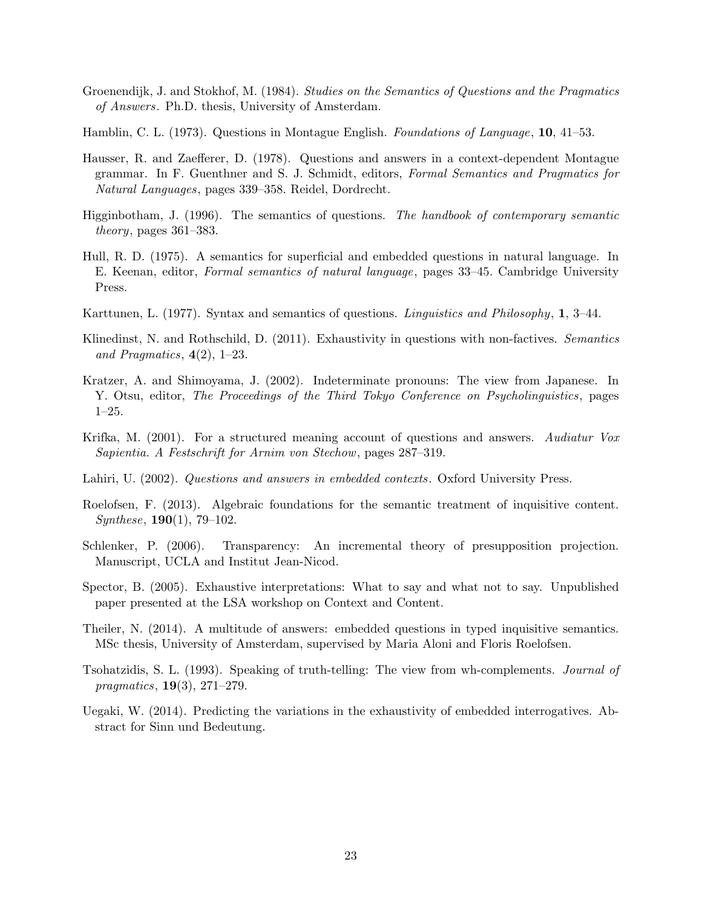Groenendijk, J. and Stokhof, M. (1984). *Studies on the Semantics of Questions and the Pragmatics of Answers*. Ph.D. thesis, University of Amsterdam.

Hamblin, C. L. (1973). Questions in Montague English. *Foundations of Language*, **10**, 41–53.

Hausser, R. and Zaefferer, D. (1978). Questions and answers in a context-dependent Montague grammar. In F. Guenthner and S. J. Schmidt, editors, *Formal Semantics and Pragmatics for Natural Languages*, pages 339–358. Reidel, Dordrecht.

Higginbotham, J. (1996). The semantics of questions. *The handbook of contemporary semantic theory*, pages 361–383.

Hull, R. D. (1975). A semantics for superficial and embedded questions in natural language. In E. Keenan, editor, *Formal semantics of natural language*, pages 33–45. Cambridge University Press.

Karttunen, L. (1977). Syntax and semantics of questions. *Linguistics and Philosophy*, **1**, 3–44.

Klinedinst, N. and Rothschild, D. (2011). Exhaustivity in questions with non-factives. *Semantics and Pragmatics*, **4**(2), 1–23.

Kratzer, A. and Shimoyama, J. (2002). Indeterminate pronouns: The view from Japanese. In Y. Otsu, editor, *The Proceedings of the Third Tokyo Conference on Psycholinguistics*, pages 1–25.

Krifka, M. (2001). For a structured meaning account of questions and answers. *Audiatur Vox Sapientia. A Festschrift for Arnim von Stechow*, pages 287–319.

Lahiri, U. (2002). *Questions and answers in embedded contexts*. Oxford University Press.

Roelofsen, F. (2013). Algebraic foundations for the semantic treatment of inquisitive content. *Synthese*, **190**(1), 79–102.

Schlenker, P. (2006). Transparency: An incremental theory of presupposition projection. Manuscript, UCLA and Institut Jean-Nicod.

Spector, B. (2005). Exhaustive interpretations: What to say and what not to say. Unpublished paper presented at the LSA workshop on Context and Content.

Theiler, N. (2014). A multitude of answers: embedded questions in typed inquisitive semantics. MSc thesis, University of Amsterdam, supervised by Maria Aloni and Floris Roelofsen.

Tsohatzidis, S. L. (1993). Speaking of truth-telling: The view from wh-complements. *Journal of pragmatics*, **19**(3), 271–279.

Uegaki, W. (2014). Predicting the variations in the exhaustivity of embedded interrogatives. Abstract for Sinn und Bedeutung.